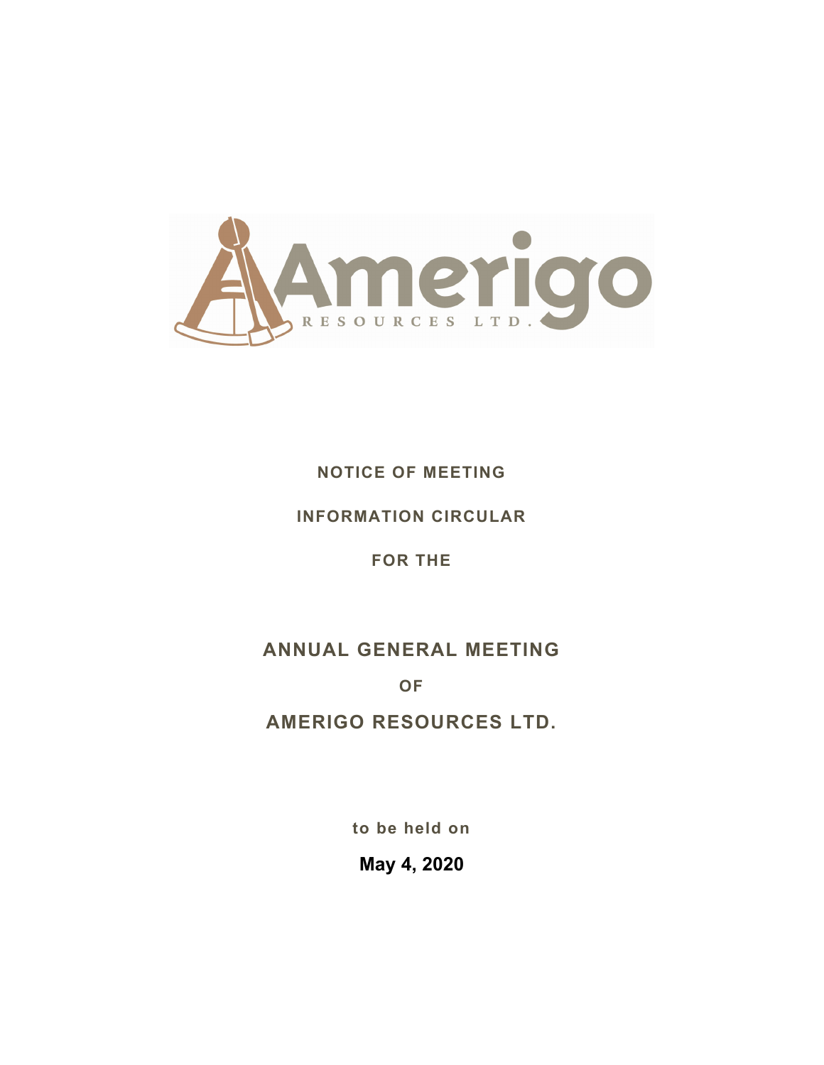**NOTICE OF MEETING**

**INFORMATION CIRCULAR**

**FOR THE**

# ANNUAL GENERAL MEETING

# OF

# AMERIGO RESOURCES LTD.

**to be held on**

**May 4, 2020**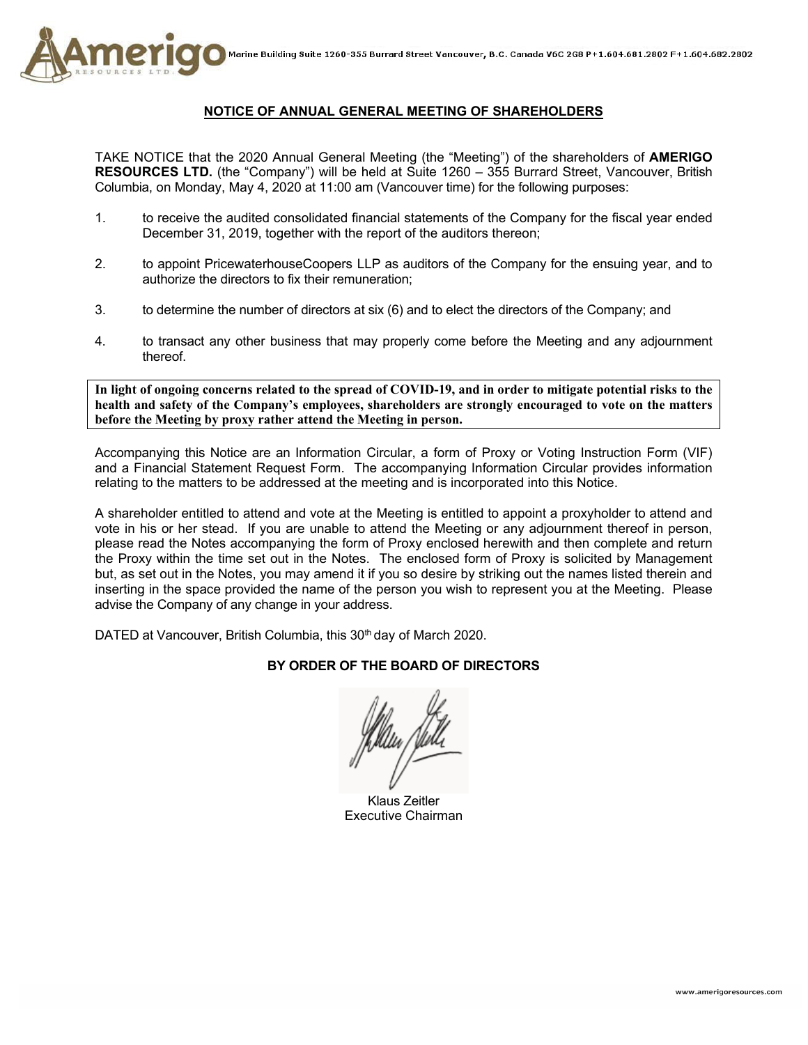Marine Building Suite 1260-355 Burrard Street Vancouver, B.C. Canada V6C 2G8 P+1.604.681.2802 F+1.604.682.2802

## NOTICE OF ANNUAL GENERAL MEETING OF SHAREHOLDERS

TAKE NOTICE that the 2020 Annual General Meeting (the "Meeting") of the shareholders of **AMERIGO RESOURCES LTD.** (the "Company") will be held at Suite 1260 – 355 Burrard Street, Vancouver, British Columbia, on Monday, May 4, 2020 at 11:00 am (Vancouver time) for the following purposes:

1. to receive the audited consolidated financial statements of the Company for the fiscal year ended December 31, 2019, together with the report of the auditors thereon;

2. to appoint PricewaterhouseCoopers LLP as auditors of the Company for the ensuing year, and to authorize the directors to fix their remuneration;

3. to determine the number of directors at six (6) and to elect the directors of the Company; and

4. to transact any other business that may properly come before the Meeting and any adjournment thereof.

**In light of ongoing concerns related to the spread of COVID-19, and in order to mitigate potential risks to the health and safety of the Company's employees, shareholders are strongly encouraged to vote on the matters before the Meeting by proxy rather attend the Meeting in person.**

Accompanying this Notice are an Information Circular, a form of Proxy or Voting Instruction Form (VIF) and a Financial Statement Request Form. The accompanying Information Circular provides information relating to the matters to be addressed at the meeting and is incorporated into this Notice.

A shareholder entitled to attend and vote at the Meeting is entitled to appoint a proxyholder to attend and vote in his or her stead. If you are unable to attend the Meeting or any adjournment thereof in person, please read the Notes accompanying the form of Proxy enclosed herewith and then complete and return the Proxy within the time set out in the Notes. The enclosed form of Proxy is solicited by Management but, as set out in the Notes, you may amend it if you so desire by striking out the names listed therein and inserting in the space provided the name of the person you wish to represent you at the Meeting. Please advise the Company of any change in your address.

DATED at Vancouver, British Columbia, this 30th day of March 2020.

**BY ORDER OF THE BOARD OF DIRECTORS**

Klaus Zeitler
Executive Chairman

www.amerigoresources.com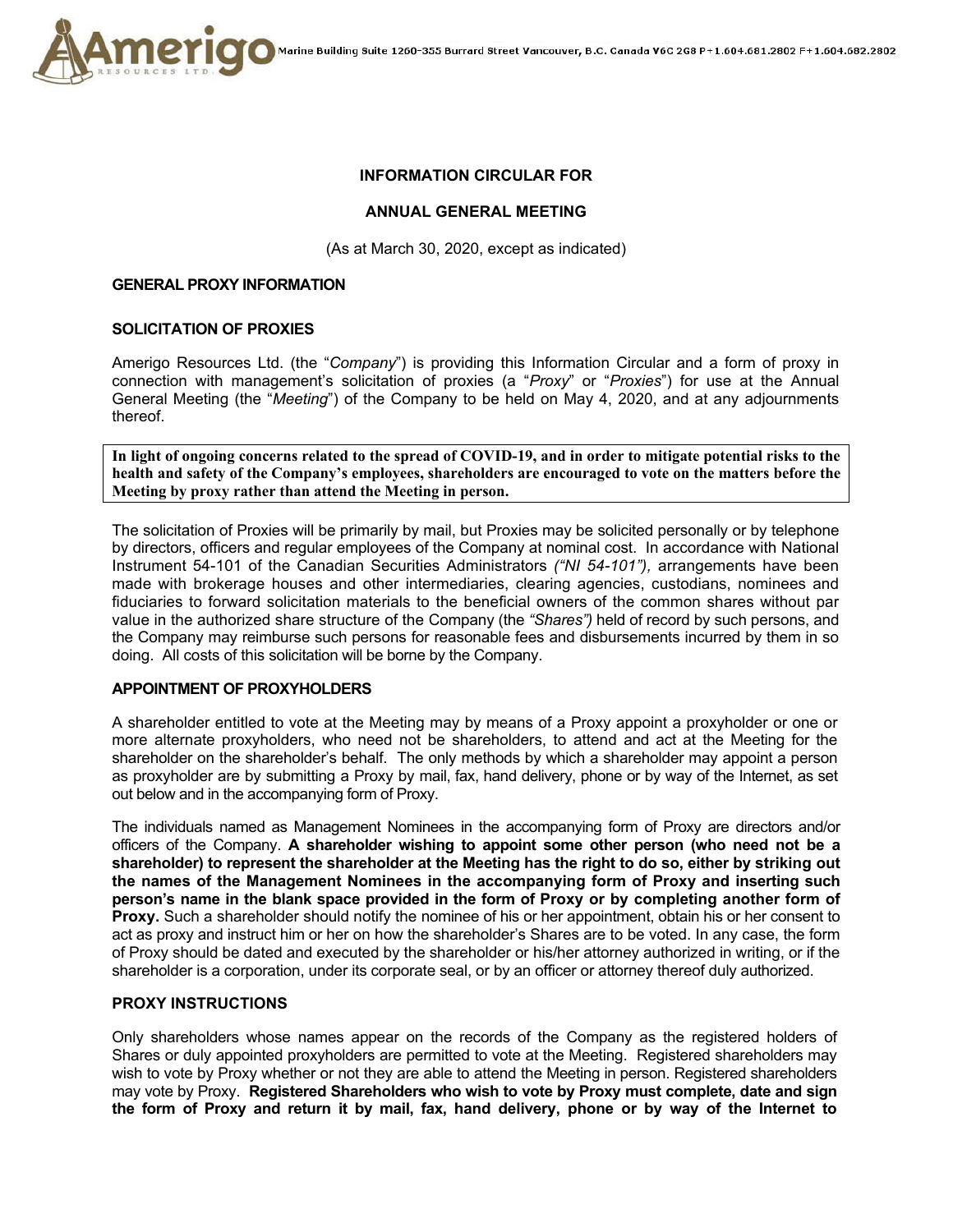Amerigo Resources Ltd. Marine Building Suite 1260-355 Burrard Street Vancouver, B.C. Canada V6C 2G8 P+1.604.681.2802 F+1.604.682.2802

# INFORMATION CIRCULAR FOR

# ANNUAL GENERAL MEETING

(As at March 30, 2020, except as indicated)

## GENERAL PROXY INFORMATION

### SOLICITATION OF PROXIES

Amerigo Resources Ltd. (the "*Company*") is providing this Information Circular and a form of proxy in connection with management's solicitation of proxies (a "*Proxy*" or "*Proxies*") for use at the Annual General Meeting (the "*Meeting*") of the Company to be held on May 4, 2020, and at any adjournments thereof.

**In light of ongoing concerns related to the spread of COVID-19, and in order to mitigate potential risks to the health and safety of the Company's employees, shareholders are encouraged to vote on the matters before the Meeting by proxy rather than attend the Meeting in person.**

The solicitation of Proxies will be primarily by mail, but Proxies may be solicited personally or by telephone by directors, officers and regular employees of the Company at nominal cost. In accordance with National Instrument 54-101 of the Canadian Securities Administrators *("NI 54-101"),* arrangements have been made with brokerage houses and other intermediaries, clearing agencies, custodians, nominees and fiduciaries to forward solicitation materials to the beneficial owners of the common shares without par value in the authorized share structure of the Company (the *"Shares")* held of record by such persons, and the Company may reimburse such persons for reasonable fees and disbursements incurred by them in so doing. All costs of this solicitation will be borne by the Company.

### APPOINTMENT OF PROXYHOLDERS

A shareholder entitled to vote at the Meeting may by means of a Proxy appoint a proxyholder or one or more alternate proxyholders, who need not be shareholders, to attend and act at the Meeting for the shareholder on the shareholder's behalf. The only methods by which a shareholder may appoint a person as proxyholder are by submitting a Proxy by mail, fax, hand delivery, phone or by way of the Internet, as set out below and in the accompanying form of Proxy.

The individuals named as Management Nominees in the accompanying form of Proxy are directors and/or officers of the Company. **A shareholder wishing to appoint some other person (who need not be a shareholder) to represent the shareholder at the Meeting has the right to do so, either by striking out the names of the Management Nominees in the accompanying form of Proxy and inserting such person's name in the blank space provided in the form of Proxy or by completing another form of Proxy.** Such a shareholder should notify the nominee of his or her appointment, obtain his or her consent to act as proxy and instruct him or her on how the shareholder's Shares are to be voted. In any case, the form of Proxy should be dated and executed by the shareholder or his/her attorney authorized in writing, or if the shareholder is a corporation, under its corporate seal, or by an officer or attorney thereof duly authorized.

### PROXY INSTRUCTIONS

Only shareholders whose names appear on the records of the Company as the registered holders of Shares or duly appointed proxyholders are permitted to vote at the Meeting. Registered shareholders may wish to vote by Proxy whether or not they are able to attend the Meeting in person. Registered shareholders may vote by Proxy. **Registered Shareholders who wish to vote by Proxy must complete, date and sign the form of Proxy and return it by mail, fax, hand delivery, phone or by way of the Internet to**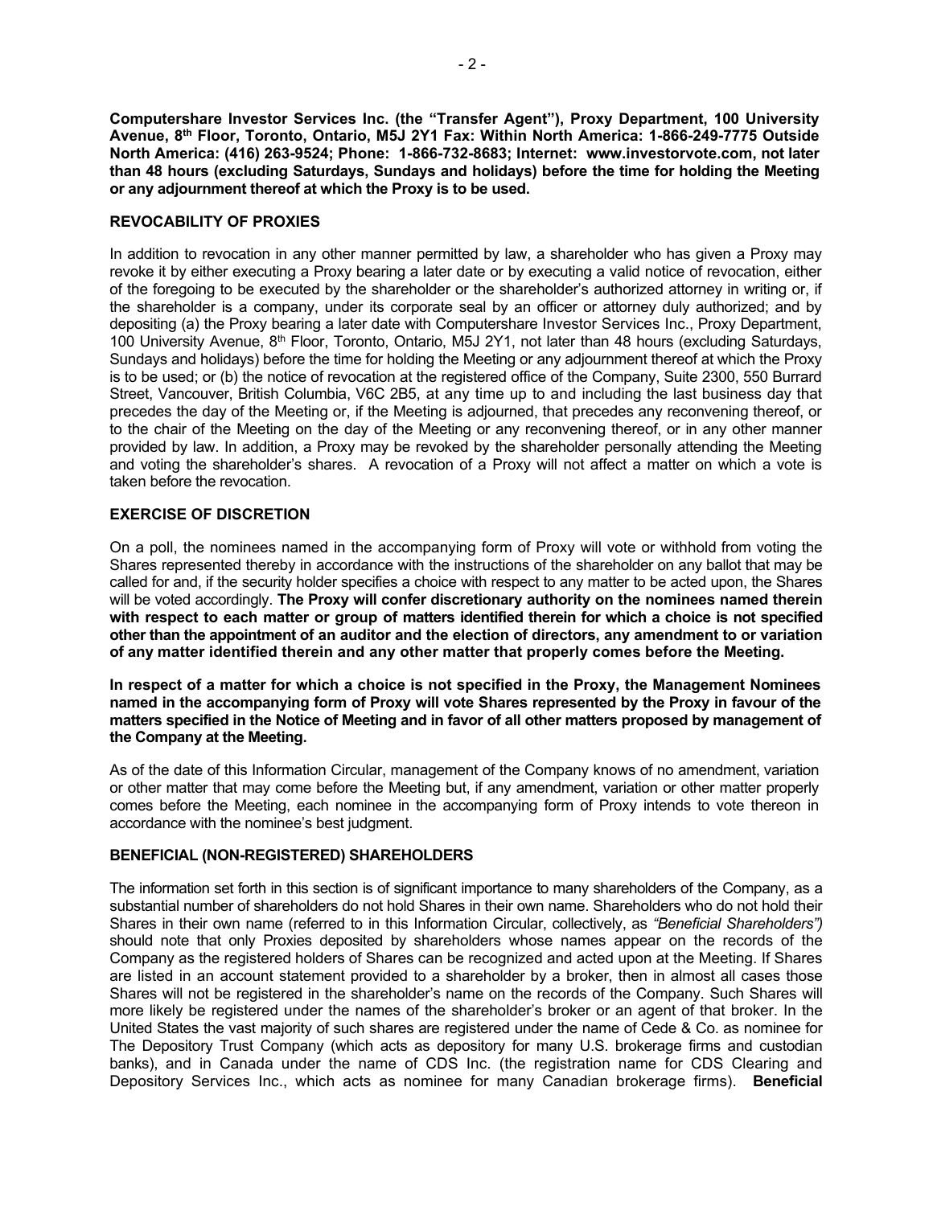**Computershare Investor Services Inc. (the "Transfer Agent"), Proxy Department, 100 University Avenue, 8th Floor, Toronto, Ontario, M5J 2Y1 Fax: Within North America: 1-866-249-7775 Outside North America: (416) 263-9524; Phone: 1-866-732-8683; Internet: www.investorvote.com, not later than 48 hours (excluding Saturdays, Sundays and holidays) before the time for holding the Meeting or any adjournment thereof at which the Proxy is to be used.**

## REVOCABILITY OF PROXIES

In addition to revocation in any other manner permitted by law, a shareholder who has given a Proxy may revoke it by either executing a Proxy bearing a later date or by executing a valid notice of revocation, either of the foregoing to be executed by the shareholder or the shareholder's authorized attorney in writing or, if the shareholder is a company, under its corporate seal by an officer or attorney duly authorized; and by depositing (a) the Proxy bearing a later date with Computershare Investor Services Inc., Proxy Department, 100 University Avenue, 8th Floor, Toronto, Ontario, M5J 2Y1, not later than 48 hours (excluding Saturdays, Sundays and holidays) before the time for holding the Meeting or any adjournment thereof at which the Proxy is to be used; or (b) the notice of revocation at the registered office of the Company, Suite 2300, 550 Burrard Street, Vancouver, British Columbia, V6C 2B5, at any time up to and including the last business day that precedes the day of the Meeting or, if the Meeting is adjourned, that precedes any reconvening thereof, or to the chair of the Meeting on the day of the Meeting or any reconvening thereof, or in any other manner provided by law. In addition, a Proxy may be revoked by the shareholder personally attending the Meeting and voting the shareholder's shares. A revocation of a Proxy will not affect a matter on which a vote is taken before the revocation.

## EXERCISE OF DISCRETION

On a poll, the nominees named in the accompanying form of Proxy will vote or withhold from voting the Shares represented thereby in accordance with the instructions of the shareholder on any ballot that may be called for and, if the security holder specifies a choice with respect to any matter to be acted upon, the Shares will be voted accordingly. **The Proxy will confer discretionary authority on the nominees named therein with respect to each matter or group of matters identified therein for which a choice is not specified other than the appointment of an auditor and the election of directors, any amendment to or variation of any matter identified therein and any other matter that properly comes before the Meeting.**

**In respect of a matter for which a choice is not specified in the Proxy, the Management Nominees named in the accompanying form of Proxy will vote Shares represented by the Proxy in favour of the matters specified in the Notice of Meeting and in favor of all other matters proposed by management of the Company at the Meeting.**

As of the date of this Information Circular, management of the Company knows of no amendment, variation or other matter that may come before the Meeting but, if any amendment, variation or other matter properly comes before the Meeting, each nominee in the accompanying form of Proxy intends to vote thereon in accordance with the nominee's best judgment.

## BENEFICIAL (NON-REGISTERED) SHAREHOLDERS

The information set forth in this section is of significant importance to many shareholders of the Company, as a substantial number of shareholders do not hold Shares in their own name. Shareholders who do not hold their Shares in their own name (referred to in this Information Circular, collectively, as *"Beneficial Shareholders")* should note that only Proxies deposited by shareholders whose names appear on the records of the Company as the registered holders of Shares can be recognized and acted upon at the Meeting. If Shares are listed in an account statement provided to a shareholder by a broker, then in almost all cases those Shares will not be registered in the shareholder's name on the records of the Company. Such Shares will more likely be registered under the names of the shareholder's broker or an agent of that broker. In the United States the vast majority of such shares are registered under the name of Cede & Co. as nominee for The Depository Trust Company (which acts as depository for many U.S. brokerage firms and custodian banks), and in Canada under the name of CDS Inc. (the registration name for CDS Clearing and Depository Services Inc., which acts as nominee for many Canadian brokerage firms). **Beneficial**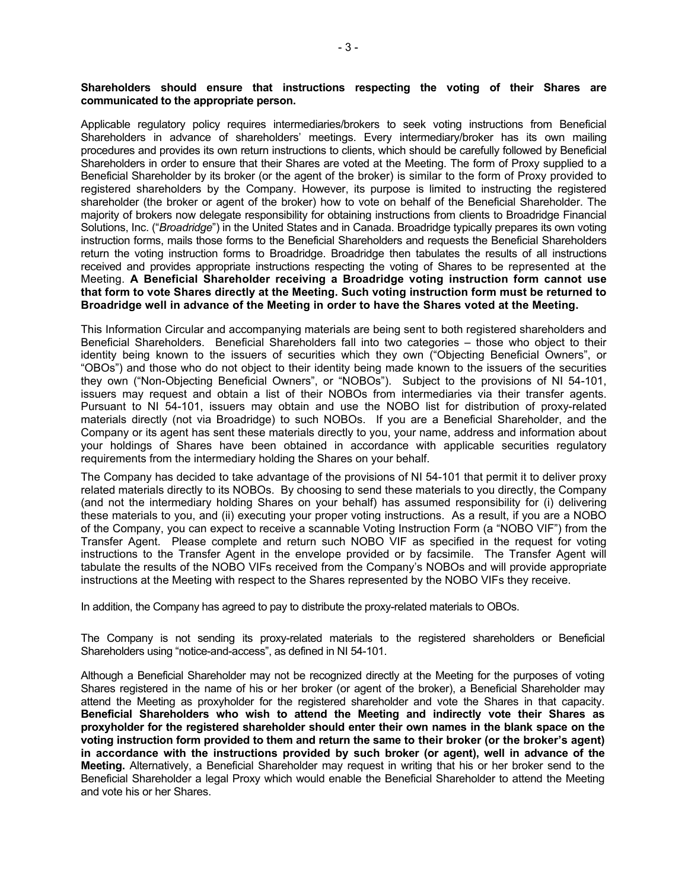**Shareholders should ensure that instructions respecting the voting of their Shares are communicated to the appropriate person.**

Applicable regulatory policy requires intermediaries/brokers to seek voting instructions from Beneficial Shareholders in advance of shareholders' meetings. Every intermediary/broker has its own mailing procedures and provides its own return instructions to clients, which should be carefully followed by Beneficial Shareholders in order to ensure that their Shares are voted at the Meeting. The form of Proxy supplied to a Beneficial Shareholder by its broker (or the agent of the broker) is similar to the form of Proxy provided to registered shareholders by the Company. However, its purpose is limited to instructing the registered shareholder (the broker or agent of the broker) how to vote on behalf of the Beneficial Shareholder. The majority of brokers now delegate responsibility for obtaining instructions from clients to Broadridge Financial Solutions, Inc. ("*Broadridge*") in the United States and in Canada. Broadridge typically prepares its own voting instruction forms, mails those forms to the Beneficial Shareholders and requests the Beneficial Shareholders return the voting instruction forms to Broadridge. Broadridge then tabulates the results of all instructions received and provides appropriate instructions respecting the voting of Shares to be represented at the Meeting. **A Beneficial Shareholder receiving a Broadridge voting instruction form cannot use that form to vote Shares directly at the Meeting. Such voting instruction form must be returned to Broadridge well in advance of the Meeting in order to have the Shares voted at the Meeting.**

This Information Circular and accompanying materials are being sent to both registered shareholders and Beneficial Shareholders. Beneficial Shareholders fall into two categories – those who object to their identity being known to the issuers of securities which they own ("Objecting Beneficial Owners", or "OBOs") and those who do not object to their identity being made known to the issuers of the securities they own ("Non-Objecting Beneficial Owners", or "NOBOs"). Subject to the provisions of NI 54-101, issuers may request and obtain a list of their NOBOs from intermediaries via their transfer agents. Pursuant to NI 54-101, issuers may obtain and use the NOBO list for distribution of proxy-related materials directly (not via Broadridge) to such NOBOs. If you are a Beneficial Shareholder, and the Company or its agent has sent these materials directly to you, your name, address and information about your holdings of Shares have been obtained in accordance with applicable securities regulatory requirements from the intermediary holding the Shares on your behalf.

The Company has decided to take advantage of the provisions of NI 54-101 that permit it to deliver proxy related materials directly to its NOBOs. By choosing to send these materials to you directly, the Company (and not the intermediary holding Shares on your behalf) has assumed responsibility for (i) delivering these materials to you, and (ii) executing your proper voting instructions. As a result, if you are a NOBO of the Company, you can expect to receive a scannable Voting Instruction Form (a "NOBO VIF") from the Transfer Agent. Please complete and return such NOBO VIF as specified in the request for voting instructions to the Transfer Agent in the envelope provided or by facsimile. The Transfer Agent will tabulate the results of the NOBO VIFs received from the Company's NOBOs and will provide appropriate instructions at the Meeting with respect to the Shares represented by the NOBO VIFs they receive.

In addition, the Company has agreed to pay to distribute the proxy-related materials to OBOs.

The Company is not sending its proxy-related materials to the registered shareholders or Beneficial Shareholders using "notice-and-access", as defined in NI 54-101.

Although a Beneficial Shareholder may not be recognized directly at the Meeting for the purposes of voting Shares registered in the name of his or her broker (or agent of the broker), a Beneficial Shareholder may attend the Meeting as proxyholder for the registered shareholder and vote the Shares in that capacity. **Beneficial Shareholders who wish to attend the Meeting and indirectly vote their Shares as proxyholder for the registered shareholder should enter their own names in the blank space on the voting instruction form provided to them and return the same to their broker (or the broker's agent) in accordance with the instructions provided by such broker (or agent), well in advance of the Meeting.** Alternatively, a Beneficial Shareholder may request in writing that his or her broker send to the Beneficial Shareholder a legal Proxy which would enable the Beneficial Shareholder to attend the Meeting and vote his or her Shares.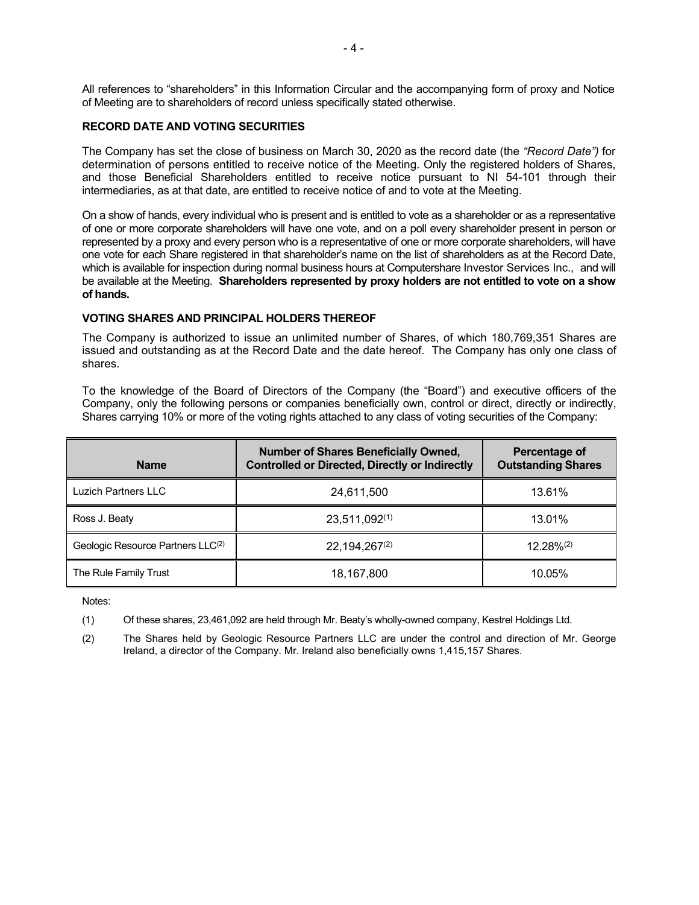All references to "shareholders" in this Information Circular and the accompanying form of proxy and Notice of Meeting are to shareholders of record unless specifically stated otherwise.

## RECORD DATE AND VOTING SECURITIES

The Company has set the close of business on March 30, 2020 as the record date (the *"Record Date")* for determination of persons entitled to receive notice of the Meeting. Only the registered holders of Shares, and those Beneficial Shareholders entitled to receive notice pursuant to NI 54-101 through their intermediaries, as at that date, are entitled to receive notice of and to vote at the Meeting.

On a show of hands, every individual who is present and is entitled to vote as a shareholder or as a representative of one or more corporate shareholders will have one vote, and on a poll every shareholder present in person or represented by a proxy and every person who is a representative of one or more corporate shareholders, will have one vote for each Share registered in that shareholder's name on the list of shareholders as at the Record Date, which is available for inspection during normal business hours at Computershare Investor Services Inc., and will be available at the Meeting. **Shareholders represented by proxy holders are not entitled to vote on a show of hands.**

## VOTING SHARES AND PRINCIPAL HOLDERS THEREOF

The Company is authorized to issue an unlimited number of Shares, of which 180,769,351 Shares are issued and outstanding as at the Record Date and the date hereof. The Company has only one class of shares.

To the knowledge of the Board of Directors of the Company (the "Board") and executive officers of the Company, only the following persons or companies beneficially own, control or direct, directly or indirectly, Shares carrying 10% or more of the voting rights attached to any class of voting securities of the Company:

| Name | Number of Shares Beneficially Owned, Controlled or Directed, Directly or Indirectly | Percentage of Outstanding Shares |
|---|---|---|
| Luzich Partners LLC | 24,611,500 | 13.61% |
| Ross J. Beaty | 23,511,092(1) | 13.01% |
| Geologic Resource Partners LLC(2) | 22,194,267(2) | 12.28%(2) |
| The Rule Family Trust | 18,167,800 | 10.05% |

Notes:

(1) Of these shares, 23,461,092 are held through Mr. Beaty's wholly-owned company, Kestrel Holdings Ltd.

(2) The Shares held by Geologic Resource Partners LLC are under the control and direction of Mr. George Ireland, a director of the Company. Mr. Ireland also beneficially owns 1,415,157 Shares.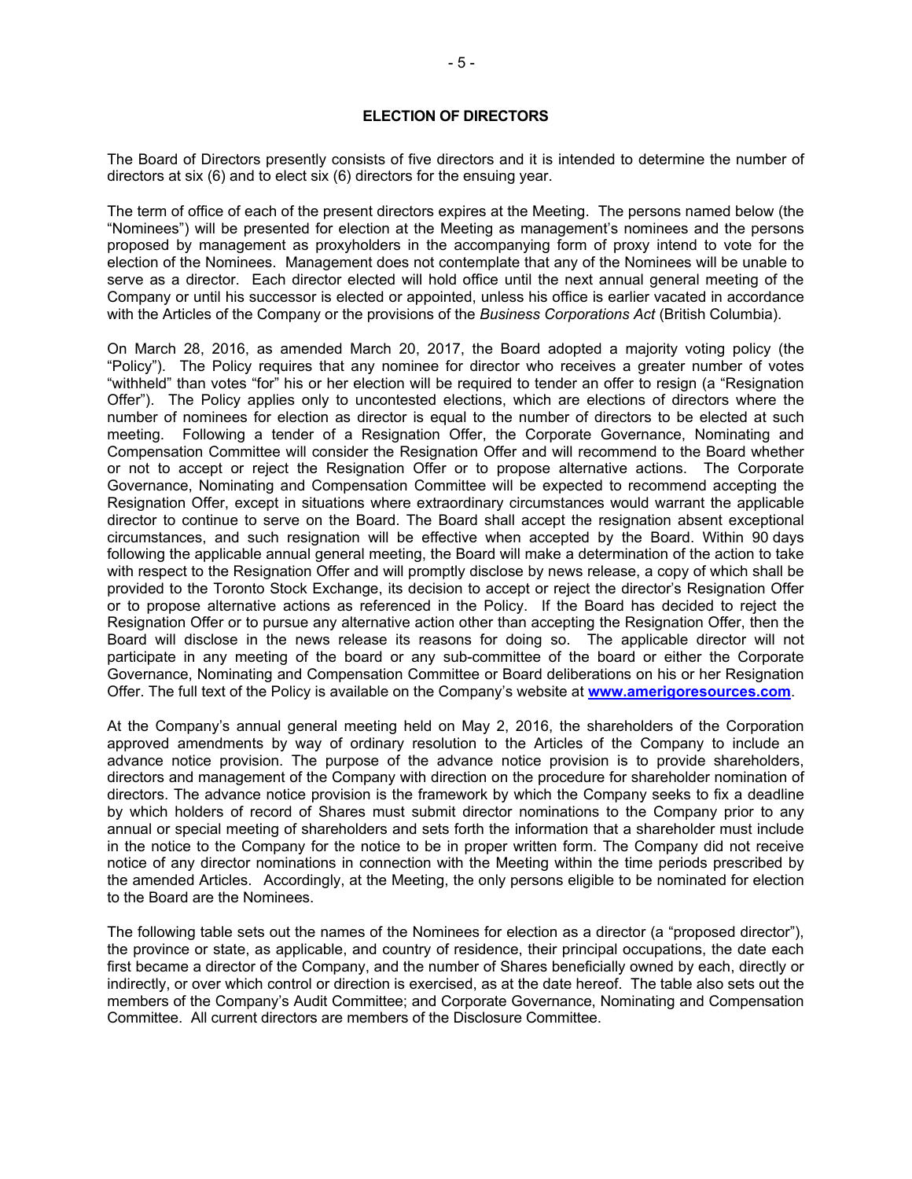## ELECTION OF DIRECTORS

The Board of Directors presently consists of five directors and it is intended to determine the number of directors at six (6) and to elect six (6) directors for the ensuing year.

The term of office of each of the present directors expires at the Meeting. The persons named below (the "Nominees") will be presented for election at the Meeting as management's nominees and the persons proposed by management as proxyholders in the accompanying form of proxy intend to vote for the election of the Nominees. Management does not contemplate that any of the Nominees will be unable to serve as a director. Each director elected will hold office until the next annual general meeting of the Company or until his successor is elected or appointed, unless his office is earlier vacated in accordance with the Articles of the Company or the provisions of the *Business Corporations Act* (British Columbia).

On March 28, 2016, as amended March 20, 2017, the Board adopted a majority voting policy (the "Policy"). The Policy requires that any nominee for director who receives a greater number of votes "withheld" than votes "for" his or her election will be required to tender an offer to resign (a "Resignation Offer"). The Policy applies only to uncontested elections, which are elections of directors where the number of nominees for election as director is equal to the number of directors to be elected at such meeting. Following a tender of a Resignation Offer, the Corporate Governance, Nominating and Compensation Committee will consider the Resignation Offer and will recommend to the Board whether or not to accept or reject the Resignation Offer or to propose alternative actions. The Corporate Governance, Nominating and Compensation Committee will be expected to recommend accepting the Resignation Offer, except in situations where extraordinary circumstances would warrant the applicable director to continue to serve on the Board. The Board shall accept the resignation absent exceptional circumstances, and such resignation will be effective when accepted by the Board. Within 90 days following the applicable annual general meeting, the Board will make a determination of the action to take with respect to the Resignation Offer and will promptly disclose by news release, a copy of which shall be provided to the Toronto Stock Exchange, its decision to accept or reject the director's Resignation Offer or to propose alternative actions as referenced in the Policy. If the Board has decided to reject the Resignation Offer or to pursue any alternative action other than accepting the Resignation Offer, then the Board will disclose in the news release its reasons for doing so. The applicable director will not participate in any meeting of the board or any sub-committee of the board or either the Corporate Governance, Nominating and Compensation Committee or Board deliberations on his or her Resignation Offer. The full text of the Policy is available on the Company's website at **www.amerigoresources.com**.

At the Company's annual general meeting held on May 2, 2016, the shareholders of the Corporation approved amendments by way of ordinary resolution to the Articles of the Company to include an advance notice provision. The purpose of the advance notice provision is to provide shareholders, directors and management of the Company with direction on the procedure for shareholder nomination of directors. The advance notice provision is the framework by which the Company seeks to fix a deadline by which holders of record of Shares must submit director nominations to the Company prior to any annual or special meeting of shareholders and sets forth the information that a shareholder must include in the notice to the Company for the notice to be in proper written form. The Company did not receive notice of any director nominations in connection with the Meeting within the time periods prescribed by the amended Articles. Accordingly, at the Meeting, the only persons eligible to be nominated for election to the Board are the Nominees.

The following table sets out the names of the Nominees for election as a director (a "proposed director"), the province or state, as applicable, and country of residence, their principal occupations, the date each first became a director of the Company, and the number of Shares beneficially owned by each, directly or indirectly, or over which control or direction is exercised, as at the date hereof. The table also sets out the members of the Company's Audit Committee; and Corporate Governance, Nominating and Compensation Committee. All current directors are members of the Disclosure Committee.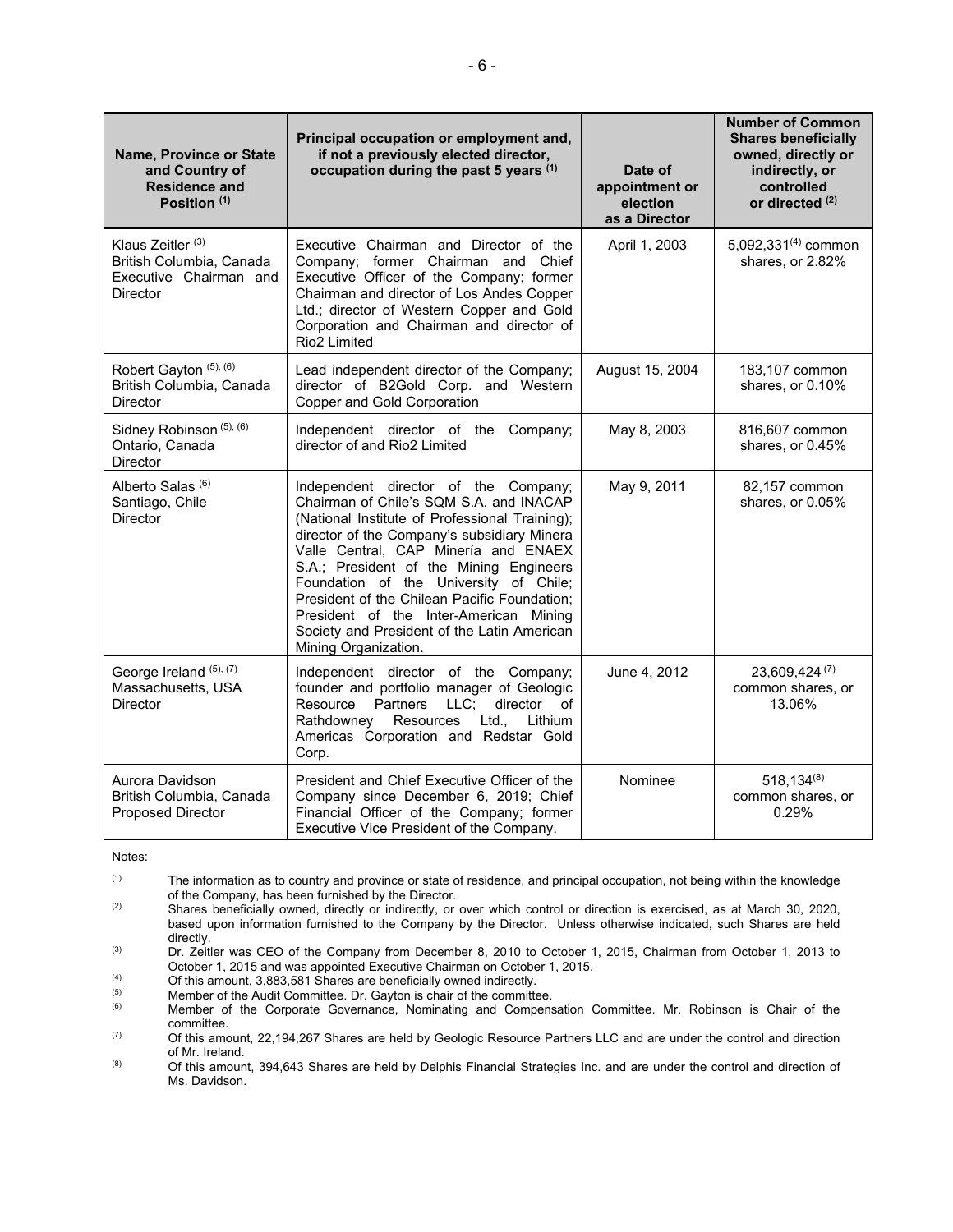| Name, Province or State and Country of Residence and Position [(1)] | Principal occupation or employment and, if not a previously elected director, occupation during the past 5 years [(1)] | Date of appointment or election as a Director | Number of Common Shares beneficially owned, directly or indirectly, or controlled or directed [(2)] |
|---|---|---|---|
| Klaus Zeitler [(3)]<br>British Columbia, Canada<br>Executive Chairman and Director | Executive Chairman and Director of the Company; former Chairman and Chief Executive Officer of the Company; former Chairman and director of Los Andes Copper Ltd.; director of Western Copper and Gold Corporation and Chairman and director of Rio2 Limited | April 1, 2003 | 5,092,331[(4)] common shares, or 2.82% |
| Robert Gayton [(5), (6)]<br>British Columbia, Canada<br>Director | Lead independent director of the Company; director of B2Gold Corp. and Western Copper and Gold Corporation | August 15, 2004 | 183,107 common shares, or 0.10% |
| Sidney Robinson [(5), (6)]<br>Ontario, Canada<br>Director | Independent director of the Company; director of and Rio2 Limited | May 8, 2003 | 816,607 common shares, or 0.45% |
| Alberto Salas [(6)]<br>Santiago, Chile<br>Director | Independent director of the Company; Chairman of Chile's SQM S.A. and INACAP (National Institute of Professional Training); director of the Company's subsidiary Minera Valle Central, CAP Minería and ENAEX S.A.; President of the Mining Engineers Foundation of the University of Chile; President of the Chilean Pacific Foundation; President of the Inter-American Mining Society and President of the Latin American Mining Organization. | May 9, 2011 | 82,157 common shares, or 0.05% |
| George Ireland [(5), (7)]<br>Massachusetts, USA<br>Director | Independent director of the Company; founder and portfolio manager of Geologic Resource Partners LLC; director of Rathdowney Resources Ltd., Lithium Americas Corporation and Redstar Gold Corp. | June 4, 2012 | 23,609,424 [(7)] common shares, or 13.06% |
| Aurora Davidson<br>British Columbia, Canada<br>Proposed Director | President and Chief Executive Officer of the Company since December 6, 2019; Chief Financial Officer of the Company; former Executive Vice President of the Company. | Nominee | 518,134[(8)] common shares, or 0.29% |

Notes:

(1) The information as to country and province or state of residence, and principal occupation, not being within the knowledge of the Company, has been furnished by the Director.

(2) Shares beneficially owned, directly or indirectly, or over which control or direction is exercised, as at March 30, 2020, based upon information furnished to the Company by the Director. Unless otherwise indicated, such Shares are held directly.

(3) Dr. Zeitler was CEO of the Company from December 8, 2010 to October 1, 2015, Chairman from October 1, 2013 to October 1, 2015 and was appointed Executive Chairman on October 1, 2015.

(4) Of this amount, 3,883,581 Shares are beneficially owned indirectly.

(5) Member of the Audit Committee. Dr. Gayton is chair of the committee.

(6) Member of the Corporate Governance, Nominating and Compensation Committee. Mr. Robinson is Chair of the committee.

(7) Of this amount, 22,194,267 Shares are held by Geologic Resource Partners LLC and are under the control and direction of Mr. Ireland.

(8) Of this amount, 394,643 Shares are held by Delphis Financial Strategies Inc. and are under the control and direction of Ms. Davidson.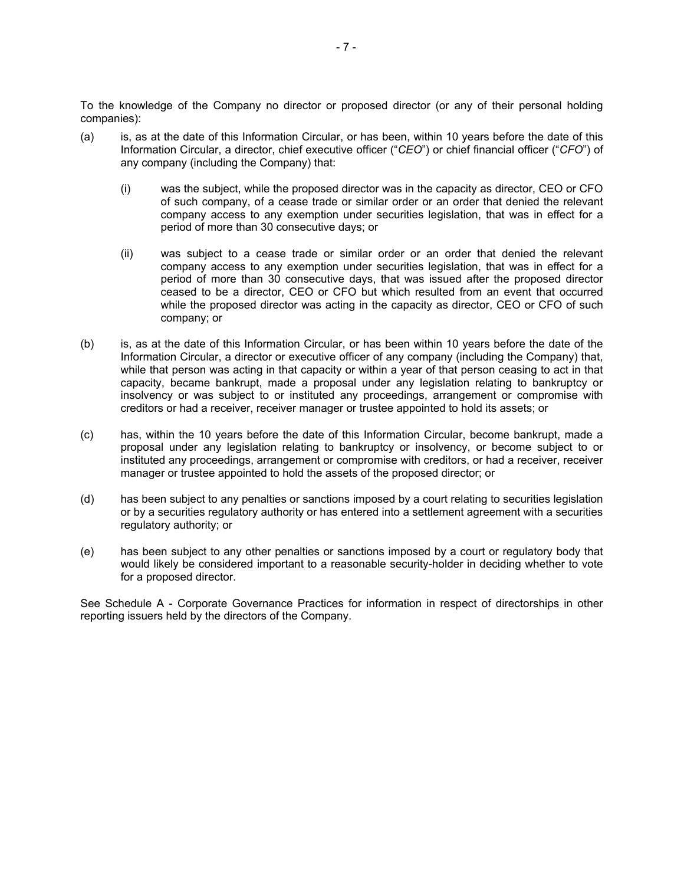To the knowledge of the Company no director or proposed director (or any of their personal holding companies):

(a) is, as at the date of this Information Circular, or has been, within 10 years before the date of this Information Circular, a director, chief executive officer ("*CEO*") or chief financial officer ("*CFO*") of any company (including the Company) that:

  (i) was the subject, while the proposed director was in the capacity as director, CEO or CFO of such company, of a cease trade or similar order or an order that denied the relevant company access to any exemption under securities legislation, that was in effect for a period of more than 30 consecutive days; or

  (ii) was subject to a cease trade or similar order or an order that denied the relevant company access to any exemption under securities legislation, that was in effect for a period of more than 30 consecutive days, that was issued after the proposed director ceased to be a director, CEO or CFO but which resulted from an event that occurred while the proposed director was acting in the capacity as director, CEO or CFO of such company; or

(b) is, as at the date of this Information Circular, or has been within 10 years before the date of the Information Circular, a director or executive officer of any company (including the Company) that, while that person was acting in that capacity or within a year of that person ceasing to act in that capacity, became bankrupt, made a proposal under any legislation relating to bankruptcy or insolvency or was subject to or instituted any proceedings, arrangement or compromise with creditors or had a receiver, receiver manager or trustee appointed to hold its assets; or

(c) has, within the 10 years before the date of this Information Circular, become bankrupt, made a proposal under any legislation relating to bankruptcy or insolvency, or become subject to or instituted any proceedings, arrangement or compromise with creditors, or had a receiver, receiver manager or trustee appointed to hold the assets of the proposed director; or

(d) has been subject to any penalties or sanctions imposed by a court relating to securities legislation or by a securities regulatory authority or has entered into a settlement agreement with a securities regulatory authority; or

(e) has been subject to any other penalties or sanctions imposed by a court or regulatory body that would likely be considered important to a reasonable security-holder in deciding whether to vote for a proposed director.

See Schedule A - Corporate Governance Practices for information in respect of directorships in other reporting issuers held by the directors of the Company.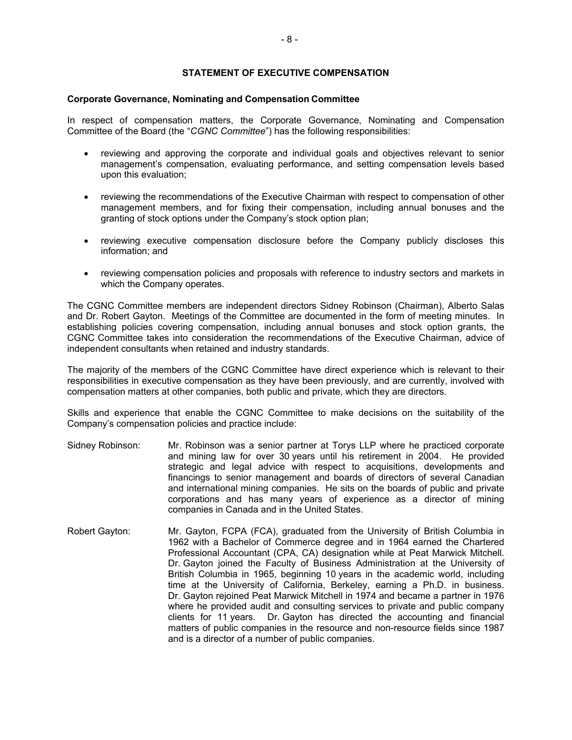## STATEMENT OF EXECUTIVE COMPENSATION

### Corporate Governance, Nominating and Compensation Committee

In respect of compensation matters, the Corporate Governance, Nominating and Compensation Committee of the Board (the "*CGNC Committee*") has the following responsibilities:

- reviewing and approving the corporate and individual goals and objectives relevant to senior management's compensation, evaluating performance, and setting compensation levels based upon this evaluation;
- reviewing the recommendations of the Executive Chairman with respect to compensation of other management members, and for fixing their compensation, including annual bonuses and the granting of stock options under the Company's stock option plan;
- reviewing executive compensation disclosure before the Company publicly discloses this information; and
- reviewing compensation policies and proposals with reference to industry sectors and markets in which the Company operates.

The CGNC Committee members are independent directors Sidney Robinson (Chairman), Alberto Salas and Dr. Robert Gayton. Meetings of the Committee are documented in the form of meeting minutes. In establishing policies covering compensation, including annual bonuses and stock option grants, the CGNC Committee takes into consideration the recommendations of the Executive Chairman, advice of independent consultants when retained and industry standards.

The majority of the members of the CGNC Committee have direct experience which is relevant to their responsibilities in executive compensation as they have been previously, and are currently, involved with compensation matters at other companies, both public and private, which they are directors.

Skills and experience that enable the CGNC Committee to make decisions on the suitability of the Company's compensation policies and practice include:

Sidney Robinson: Mr. Robinson was a senior partner at Torys LLP where he practiced corporate and mining law for over 30 years until his retirement in 2004. He provided strategic and legal advice with respect to acquisitions, developments and financings to senior management and boards of directors of several Canadian and international mining companies. He sits on the boards of public and private corporations and has many years of experience as a director of mining companies in Canada and in the United States.

Robert Gayton: Mr. Gayton, FCPA (FCA), graduated from the University of British Columbia in 1962 with a Bachelor of Commerce degree and in 1964 earned the Chartered Professional Accountant (CPA, CA) designation while at Peat Marwick Mitchell. Dr. Gayton joined the Faculty of Business Administration at the University of British Columbia in 1965, beginning 10 years in the academic world, including time at the University of California, Berkeley, earning a Ph.D. in business. Dr. Gayton rejoined Peat Marwick Mitchell in 1974 and became a partner in 1976 where he provided audit and consulting services to private and public company clients for 11 years. Dr. Gayton has directed the accounting and financial matters of public companies in the resource and non-resource fields since 1987 and is a director of a number of public companies.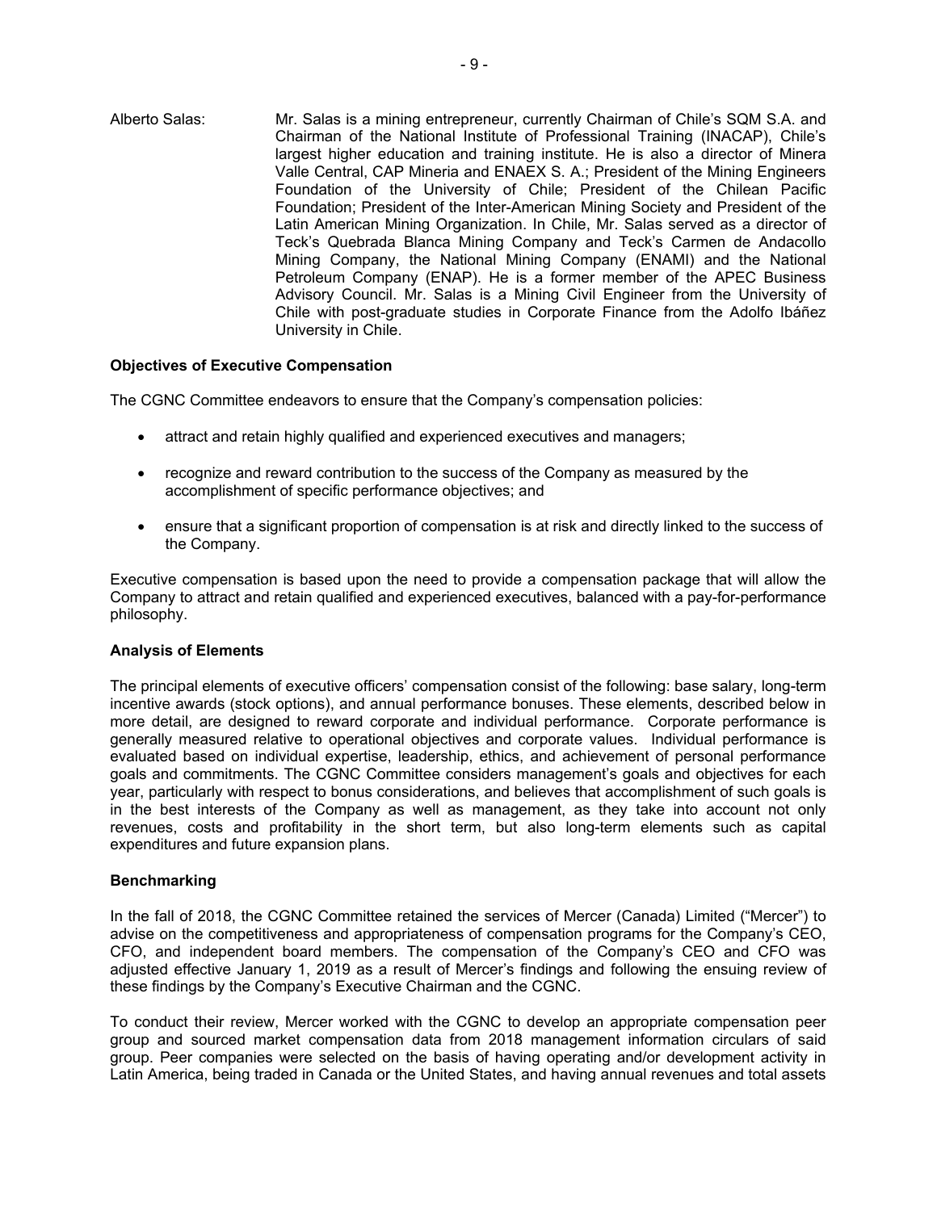Alberto Salas: Mr. Salas is a mining entrepreneur, currently Chairman of Chile's SQM S.A. and Chairman of the National Institute of Professional Training (INACAP), Chile's largest higher education and training institute. He is also a director of Minera Valle Central, CAP Mineria and ENAEX S. A.; President of the Mining Engineers Foundation of the University of Chile; President of the Chilean Pacific Foundation; President of the Inter-American Mining Society and President of the Latin American Mining Organization. In Chile, Mr. Salas served as a director of Teck's Quebrada Blanca Mining Company and Teck's Carmen de Andacollo Mining Company, the National Mining Company (ENAMI) and the National Petroleum Company (ENAP). He is a former member of the APEC Business Advisory Council. Mr. Salas is a Mining Civil Engineer from the University of Chile with post-graduate studies in Corporate Finance from the Adolfo Ibáñez University in Chile.

**Objectives of Executive Compensation**

The CGNC Committee endeavors to ensure that the Company's compensation policies:

- attract and retain highly qualified and experienced executives and managers;
- recognize and reward contribution to the success of the Company as measured by the accomplishment of specific performance objectives; and
- ensure that a significant proportion of compensation is at risk and directly linked to the success of the Company.

Executive compensation is based upon the need to provide a compensation package that will allow the Company to attract and retain qualified and experienced executives, balanced with a pay-for-performance philosophy.

**Analysis of Elements**

The principal elements of executive officers' compensation consist of the following: base salary, long-term incentive awards (stock options), and annual performance bonuses. These elements, described below in more detail, are designed to reward corporate and individual performance. Corporate performance is generally measured relative to operational objectives and corporate values. Individual performance is evaluated based on individual expertise, leadership, ethics, and achievement of personal performance goals and commitments. The CGNC Committee considers management's goals and objectives for each year, particularly with respect to bonus considerations, and believes that accomplishment of such goals is in the best interests of the Company as well as management, as they take into account not only revenues, costs and profitability in the short term, but also long-term elements such as capital expenditures and future expansion plans.

**Benchmarking**

In the fall of 2018, the CGNC Committee retained the services of Mercer (Canada) Limited ("Mercer") to advise on the competitiveness and appropriateness of compensation programs for the Company's CEO, CFO, and independent board members. The compensation of the Company's CEO and CFO was adjusted effective January 1, 2019 as a result of Mercer's findings and following the ensuing review of these findings by the Company's Executive Chairman and the CGNC.

To conduct their review, Mercer worked with the CGNC to develop an appropriate compensation peer group and sourced market compensation data from 2018 management information circulars of said group. Peer companies were selected on the basis of having operating and/or development activity in Latin America, being traded in Canada or the United States, and having annual revenues and total assets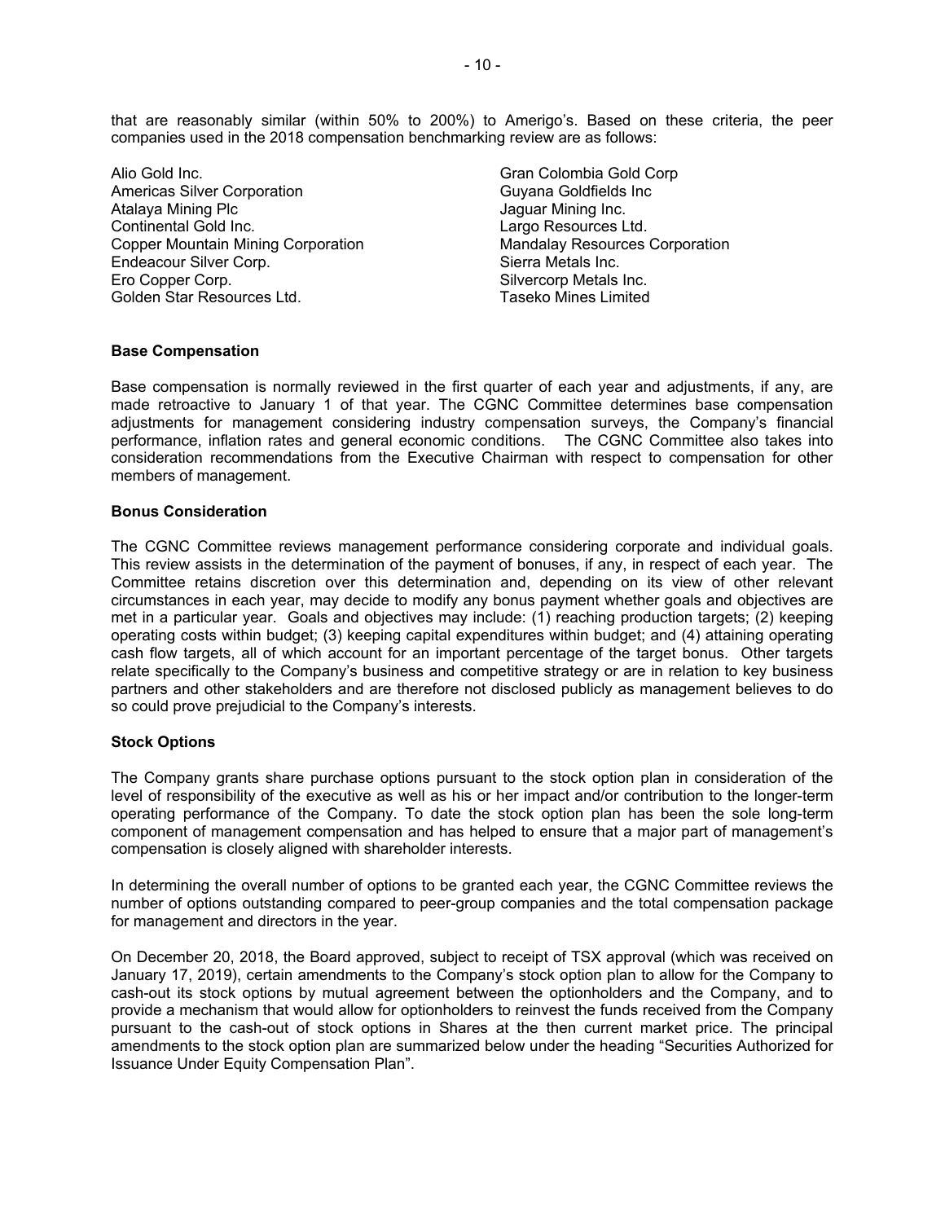that are reasonably similar (within 50% to 200%) to Amerigo's. Based on these criteria, the peer companies used in the 2018 compensation benchmarking review are as follows:

Alio Gold Inc.
Americas Silver Corporation
Atalaya Mining Plc
Continental Gold Inc.
Copper Mountain Mining Corporation
Endeacour Silver Corp.
Ero Copper Corp.
Golden Star Resources Ltd.
Gran Colombia Gold Corp
Guyana Goldfields Inc
Jaguar Mining Inc.
Largo Resources Ltd.
Mandalay Resources Corporation
Sierra Metals Inc.
Silvercorp Metals Inc.
Taseko Mines Limited

**Base Compensation**

Base compensation is normally reviewed in the first quarter of each year and adjustments, if any, are made retroactive to January 1 of that year. The CGNC Committee determines base compensation adjustments for management considering industry compensation surveys, the Company's financial performance, inflation rates and general economic conditions. The CGNC Committee also takes into consideration recommendations from the Executive Chairman with respect to compensation for other members of management.

**Bonus Consideration**

The CGNC Committee reviews management performance considering corporate and individual goals. This review assists in the determination of the payment of bonuses, if any, in respect of each year. The Committee retains discretion over this determination and, depending on its view of other relevant circumstances in each year, may decide to modify any bonus payment whether goals and objectives are met in a particular year. Goals and objectives may include: (1) reaching production targets; (2) keeping operating costs within budget; (3) keeping capital expenditures within budget; and (4) attaining operating cash flow targets, all of which account for an important percentage of the target bonus. Other targets relate specifically to the Company's business and competitive strategy or are in relation to key business partners and other stakeholders and are therefore not disclosed publicly as management believes to do so could prove prejudicial to the Company's interests.

**Stock Options**

The Company grants share purchase options pursuant to the stock option plan in consideration of the level of responsibility of the executive as well as his or her impact and/or contribution to the longer-term operating performance of the Company. To date the stock option plan has been the sole long-term component of management compensation and has helped to ensure that a major part of management's compensation is closely aligned with shareholder interests.

In determining the overall number of options to be granted each year, the CGNC Committee reviews the number of options outstanding compared to peer-group companies and the total compensation package for management and directors in the year.

On December 20, 2018, the Board approved, subject to receipt of TSX approval (which was received on January 17, 2019), certain amendments to the Company's stock option plan to allow for the Company to cash-out its stock options by mutual agreement between the optionholders and the Company, and to provide a mechanism that would allow for optionholders to reinvest the funds received from the Company pursuant to the cash-out of stock options in Shares at the then current market price. The principal amendments to the stock option plan are summarized below under the heading "Securities Authorized for Issuance Under Equity Compensation Plan".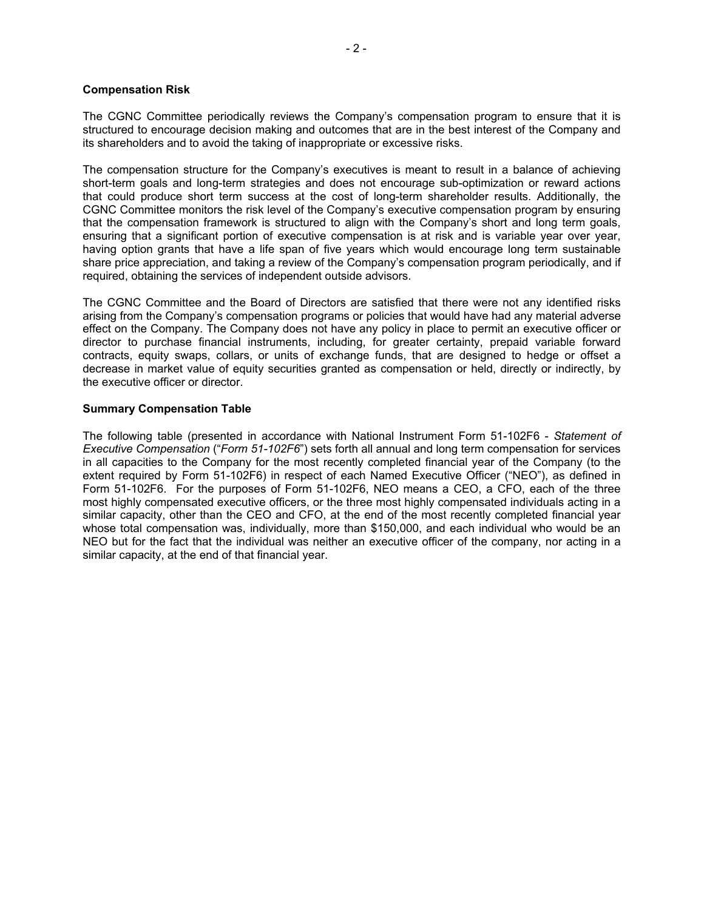### Compensation Risk

The CGNC Committee periodically reviews the Company's compensation program to ensure that it is structured to encourage decision making and outcomes that are in the best interest of the Company and its shareholders and to avoid the taking of inappropriate or excessive risks.

The compensation structure for the Company's executives is meant to result in a balance of achieving short-term goals and long-term strategies and does not encourage sub-optimization or reward actions that could produce short term success at the cost of long-term shareholder results. Additionally, the CGNC Committee monitors the risk level of the Company's executive compensation program by ensuring that the compensation framework is structured to align with the Company's short and long term goals, ensuring that a significant portion of executive compensation is at risk and is variable year over year, having option grants that have a life span of five years which would encourage long term sustainable share price appreciation, and taking a review of the Company's compensation program periodically, and if required, obtaining the services of independent outside advisors.

The CGNC Committee and the Board of Directors are satisfied that there were not any identified risks arising from the Company's compensation programs or policies that would have had any material adverse effect on the Company. The Company does not have any policy in place to permit an executive officer or director to purchase financial instruments, including, for greater certainty, prepaid variable forward contracts, equity swaps, collars, or units of exchange funds, that are designed to hedge or offset a decrease in market value of equity securities granted as compensation or held, directly or indirectly, by the executive officer or director.

### Summary Compensation Table

The following table (presented in accordance with National Instrument Form 51-102F6 - *Statement of Executive Compensation* ("*Form 51-102F6*") sets forth all annual and long term compensation for services in all capacities to the Company for the most recently completed financial year of the Company (to the extent required by Form 51-102F6) in respect of each Named Executive Officer ("NEO"), as defined in Form 51-102F6. For the purposes of Form 51-102F6, NEO means a CEO, a CFO, each of the three most highly compensated executive officers, or the three most highly compensated individuals acting in a similar capacity, other than the CEO and CFO, at the end of the most recently completed financial year whose total compensation was, individually, more than $150,000, and each individual who would be an NEO but for the fact that the individual was neither an executive officer of the company, nor acting in a similar capacity, at the end of that financial year.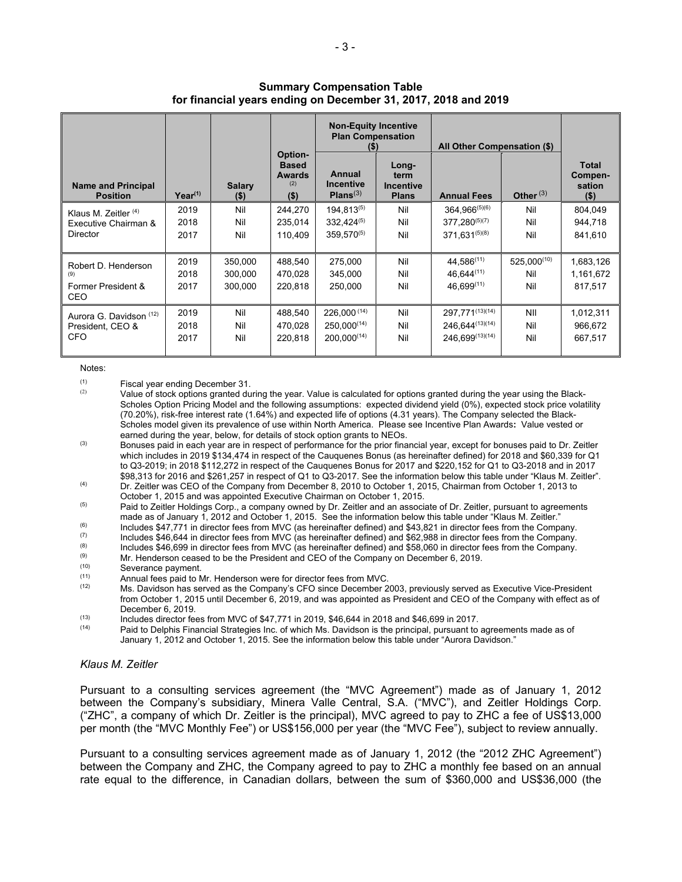**Summary Compensation Table**
**for financial years ending on December 31, 2017, 2018 and 2019**

| Name and Principal Position | Year[(1)] | Salary ($) | Option-Based Awards[(2)] ($) | Non-Equity Incentive Plan Compensation ($) | | All Other Compensation ($) | | Total Compen-sation ($) |
|---|---|---|---|---|---|---|---|---|
| | | | | Annual Incentive Plans[(3)] | Long-term Incentive Plans | Annual Fees | Other[(3)] | |
| Klaus M. Zeitler[(4)] Executive Chairman & Director | 2019 | Nil | 244,270 | 194,813[(5)] | Nil | 364,966[(5)(6)] | Nil | 804,049 |
| | 2018 | Nil | 235,014 | 332,424[(5)] | Nil | 377,280[(5)(7)] | Nil | 944,718 |
| | 2017 | Nil | 110,409 | 359,570[(5)] | Nil | 371,631[(5)(8)] | Nil | 841,610 |
| Robert D. Henderson[(9)] Former President & CEO | 2019 | 350,000 | 488,540 | 275,000 | Nil | 44,586[(11)] | 525,000[(10)] | 1,683,126 |
| | 2018 | 300,000 | 470,028 | 345,000 | Nil | 46,644[(11)] | Nil | 1,161,672 |
| | 2017 | 300,000 | 220,818 | 250,000 | Nil | 46,699[(11)] | Nil | 817,517 |
| Aurora G. Davidson[(12)] President, CEO & CFO | 2019 | Nil | 488,540 | 226,000[(14)] | Nil | 297,771[(13)(14)] | NIl | 1,012,311 |
| | 2018 | Nil | 470,028 | 250,000[(14)] | Nil | 246,644[(13)(14)] | Nil | 966,672 |
| | 2017 | Nil | 220,818 | 200,000[(14)] | Nil | 246,699[(13)(14)] | Nil | 667,517 |

Notes:

(1) Fiscal year ending December 31.

(2) Value of stock options granted during the year. Value is calculated for options granted during the year using the Black-Scholes Option Pricing Model and the following assumptions: expected dividend yield (0%), expected stock price volatility (70.20%), risk-free interest rate (1.64%) and expected life of options (4.31 years). The Company selected the Black-Scholes model given its prevalence of use within North America. Please see Incentive Plan Awards**:** Value vested or earned during the year, below, for details of stock option grants to NEOs.

(3) Bonuses paid in each year are in respect of performance for the prior financial year, except for bonuses paid to Dr. Zeitler which includes in 2019 $134,474 in respect of the Cauquenes Bonus (as hereinafter defined) for 2018 and $60,339 for Q1 to Q3-2019; in 2018 $112,272 in respect of the Cauquenes Bonus for 2017 and $220,152 for Q1 to Q3-2018 and in 2017 $98,313 for 2016 and $261,257 in respect of Q1 to Q3-2017. See the information below this table under "Klaus M. Zeitler".

(4) Dr. Zeitler was CEO of the Company from December 8, 2010 to October 1, 2015, Chairman from October 1, 2013 to October 1, 2015 and was appointed Executive Chairman on October 1, 2015.

(5) Paid to Zeitler Holdings Corp., a company owned by Dr. Zeitler and an associate of Dr. Zeitler, pursuant to agreements made as of January 1, 2012 and October 1, 2015. See the information below this table under "Klaus M. Zeitler."

(6) Includes $47,771 in director fees from MVC (as hereinafter defined) and $43,821 in director fees from the Company.

(7) Includes $46,644 in director fees from MVC (as hereinafter defined) and $62,988 in director fees from the Company.

(8) Includes $46,699 in director fees from MVC (as hereinafter defined) and $58,060 in director fees from the Company.

(9) Mr. Henderson ceased to be the President and CEO of the Company on December 6, 2019.

(10) Severance payment.

(11) Annual fees paid to Mr. Henderson were for director fees from MVC.

(12) Ms. Davidson has served as the Company's CFO since December 2003, previously served as Executive Vice-President from October 1, 2015 until December 6, 2019, and was appointed as President and CEO of the Company with effect as of December 6, 2019.

(13) Includes director fees from MVC of $47,771 in 2019, $46,644 in 2018 and $46,699 in 2017.

(14) Paid to Delphis Financial Strategies Inc. of which Ms. Davidson is the principal, pursuant to agreements made as of January 1, 2012 and October 1, 2015. See the information below this table under "Aurora Davidson."

*Klaus M. Zeitler*

Pursuant to a consulting services agreement (the "MVC Agreement") made as of January 1, 2012 between the Company's subsidiary, Minera Valle Central, S.A. ("MVC"), and Zeitler Holdings Corp. ("ZHC", a company of which Dr. Zeitler is the principal), MVC agreed to pay to ZHC a fee of US$13,000 per month (the "MVC Monthly Fee") or US$156,000 per year (the "MVC Fee"), subject to review annually.

Pursuant to a consulting services agreement made as of January 1, 2012 (the "2012 ZHC Agreement") between the Company and ZHC, the Company agreed to pay to ZHC a monthly fee based on an annual rate equal to the difference, in Canadian dollars, between the sum of $360,000 and US$36,000 (the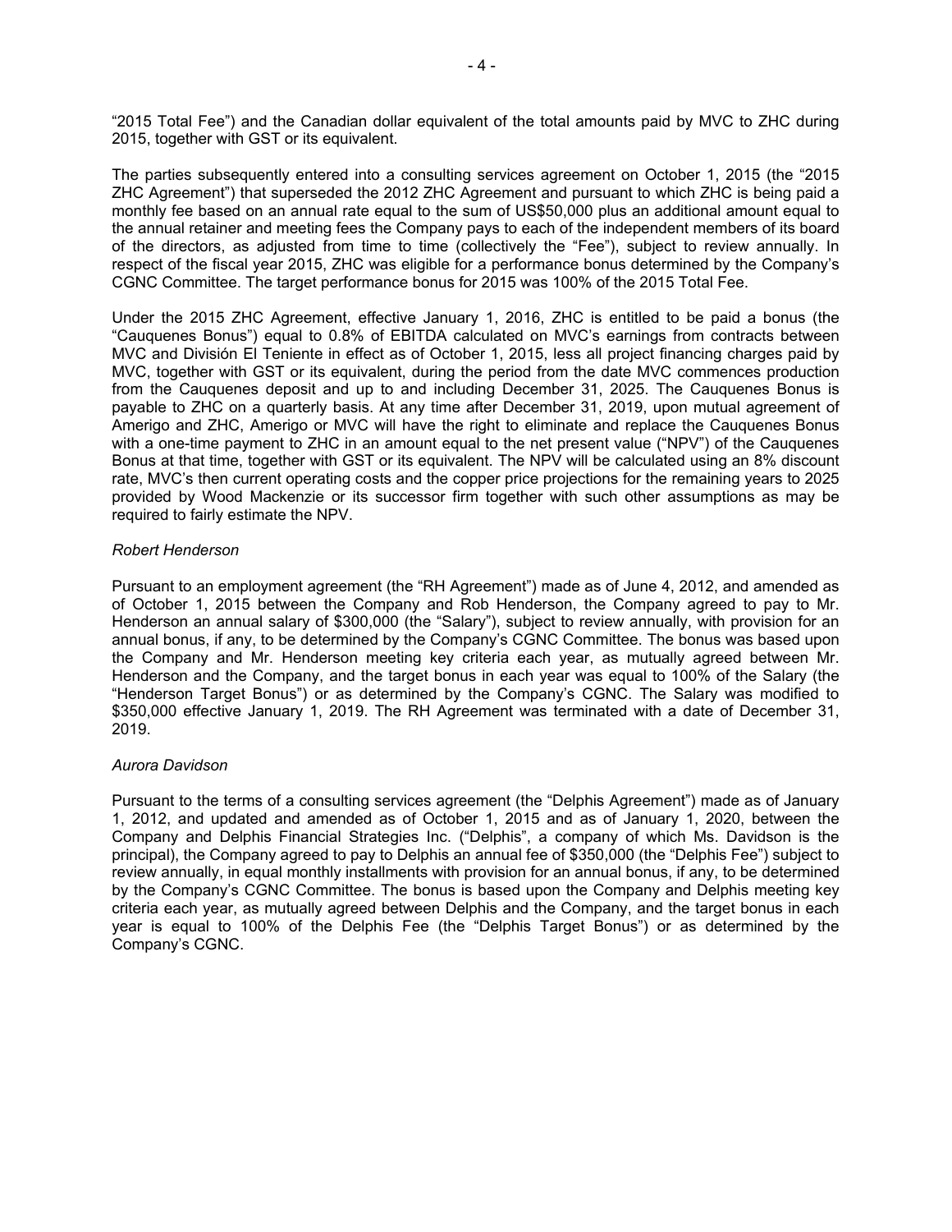"2015 Total Fee") and the Canadian dollar equivalent of the total amounts paid by MVC to ZHC during 2015, together with GST or its equivalent.

The parties subsequently entered into a consulting services agreement on October 1, 2015 (the "2015 ZHC Agreement") that superseded the 2012 ZHC Agreement and pursuant to which ZHC is being paid a monthly fee based on an annual rate equal to the sum of US$50,000 plus an additional amount equal to the annual retainer and meeting fees the Company pays to each of the independent members of its board of the directors, as adjusted from time to time (collectively the "Fee"), subject to review annually. In respect of the fiscal year 2015, ZHC was eligible for a performance bonus determined by the Company's CGNC Committee. The target performance bonus for 2015 was 100% of the 2015 Total Fee.

Under the 2015 ZHC Agreement, effective January 1, 2016, ZHC is entitled to be paid a bonus (the "Cauquenes Bonus") equal to 0.8% of EBITDA calculated on MVC's earnings from contracts between MVC and División El Teniente in effect as of October 1, 2015, less all project financing charges paid by MVC, together with GST or its equivalent, during the period from the date MVC commences production from the Cauquenes deposit and up to and including December 31, 2025. The Cauquenes Bonus is payable to ZHC on a quarterly basis. At any time after December 31, 2019, upon mutual agreement of Amerigo and ZHC, Amerigo or MVC will have the right to eliminate and replace the Cauquenes Bonus with a one-time payment to ZHC in an amount equal to the net present value ("NPV") of the Cauquenes Bonus at that time, together with GST or its equivalent. The NPV will be calculated using an 8% discount rate, MVC's then current operating costs and the copper price projections for the remaining years to 2025 provided by Wood Mackenzie or its successor firm together with such other assumptions as may be required to fairly estimate the NPV.

*Robert Henderson*

Pursuant to an employment agreement (the "RH Agreement") made as of June 4, 2012, and amended as of October 1, 2015 between the Company and Rob Henderson, the Company agreed to pay to Mr. Henderson an annual salary of $300,000 (the "Salary"), subject to review annually, with provision for an annual bonus, if any, to be determined by the Company's CGNC Committee. The bonus was based upon the Company and Mr. Henderson meeting key criteria each year, as mutually agreed between Mr. Henderson and the Company, and the target bonus in each year was equal to 100% of the Salary (the "Henderson Target Bonus") or as determined by the Company's CGNC. The Salary was modified to $350,000 effective January 1, 2019. The RH Agreement was terminated with a date of December 31, 2019.

*Aurora Davidson*

Pursuant to the terms of a consulting services agreement (the "Delphis Agreement") made as of January 1, 2012, and updated and amended as of October 1, 2015 and as of January 1, 2020, between the Company and Delphis Financial Strategies Inc. ("Delphis", a company of which Ms. Davidson is the principal), the Company agreed to pay to Delphis an annual fee of $350,000 (the "Delphis Fee") subject to review annually, in equal monthly installments with provision for an annual bonus, if any, to be determined by the Company's CGNC Committee. The bonus is based upon the Company and Delphis meeting key criteria each year, as mutually agreed between Delphis and the Company, and the target bonus in each year is equal to 100% of the Delphis Fee (the "Delphis Target Bonus") or as determined by the Company's CGNC.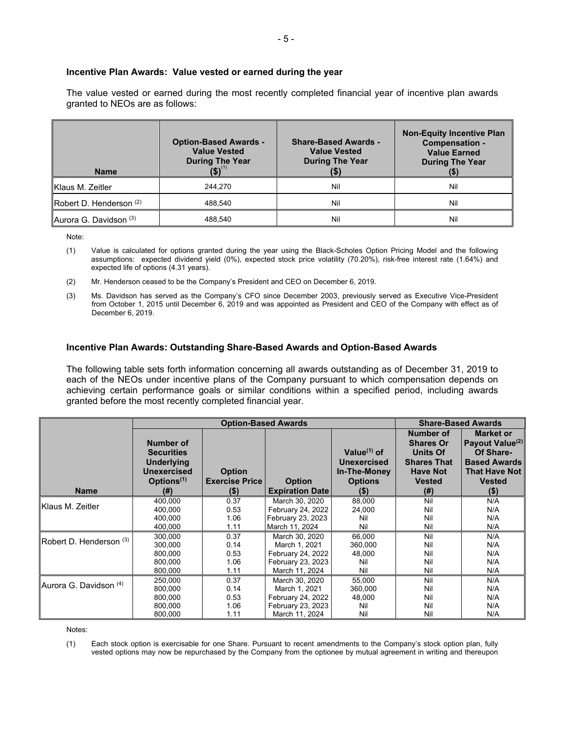### Incentive Plan Awards: Value vested or earned during the year

The value vested or earned during the most recently completed financial year of incentive plan awards granted to NEOs are as follows:

| Name | Option-Based Awards - Value Vested During The Year ($)[(1)] | Share-Based Awards - Value Vested During The Year ($) | Non-Equity Incentive Plan Compensation - Value Earned During The Year ($) |
|---|---|---|---|
| Klaus M. Zeitler | 244,270 | Nil | Nil |
| Robert D. Henderson [(2)] | 488,540 | Nil | Nil |
| Aurora G. Davidson [(3)] | 488,540 | Nil | Nil |

Note:

(1) Value is calculated for options granted during the year using the Black-Scholes Option Pricing Model and the following assumptions: expected dividend yield (0%), expected stock price volatility (70.20%), risk-free interest rate (1.64%) and expected life of options (4.31 years).

(2) Mr. Henderson ceased to be the Company's President and CEO on December 6, 2019.

(3) Ms. Davidson has served as the Company's CFO since December 2003, previously served as Executive Vice-President from October 1, 2015 until December 6, 2019 and was appointed as President and CEO of the Company with effect as of December 6, 2019.

### Incentive Plan Awards: Outstanding Share-Based Awards and Option-Based Awards

The following table sets forth information concerning all awards outstanding as of December 31, 2019 to each of the NEOs under incentive plans of the Company pursuant to which compensation depends on achieving certain performance goals or similar conditions within a specified period, including awards granted before the most recently completed financial year.

| | Option-Based Awards | | | | Share-Based Awards | |
|---|---|---|---|---|---|---|
| Name | Number of Securities Underlying Unexercised Options[(1)] (#) | Option Exercise Price ($) | Option Expiration Date | Value[(1)] of Unexercised In-The-Money Options ($) | Number of Shares Or Units Of Shares That Have Not Vested (#) | Market or Payout Value[(2)] Of Share-Based Awards That Have Not Vested ($) |
| Klaus M. Zeitler | 400,000 | 0.37 | March 30, 2020 | 88,000 | Nil | N/A |
| | 400,000 | 0.53 | February 24, 2022 | 24,000 | Nil | N/A |
| | 400,000 | 1.06 | February 23, 2023 | Nil | Nil | N/A |
| | 400,000 | 1.11 | March 11, 2024 | Nil | Nil | N/A |
| Robert D. Henderson [(3)] | 300,000 | 0.37 | March 30, 2020 | 66,000 | Nil | N/A |
| | 300,000 | 0.14 | March 1, 2021 | 360,000 | Nil | N/A |
| | 800,000 | 0.53 | February 24, 2022 | 48,000 | Nil | N/A |
| | 800,000 | 1.06 | February 23, 2023 | Nil | Nil | N/A |
| | 800,000 | 1.11 | March 11, 2024 | Nil | Nil | N/A |
| Aurora G. Davidson [(4)] | 250,000 | 0.37 | March 30, 2020 | 55,000 | Nil | N/A |
| | 800,000 | 0.14 | March 1, 2021 | 360,000 | Nil | N/A |
| | 800,000 | 0.53 | February 24, 2022 | 48,000 | Nil | N/A |
| | 800,000 | 1.06 | February 23, 2023 | Nil | Nil | N/A |
| | 800,000 | 1.11 | March 11, 2024 | Nil | Nil | N/A |

Notes:

(1) Each stock option is exercisable for one Share. Pursuant to recent amendments to the Company's stock option plan, fully vested options may now be repurchased by the Company from the optionee by mutual agreement in writing and thereupon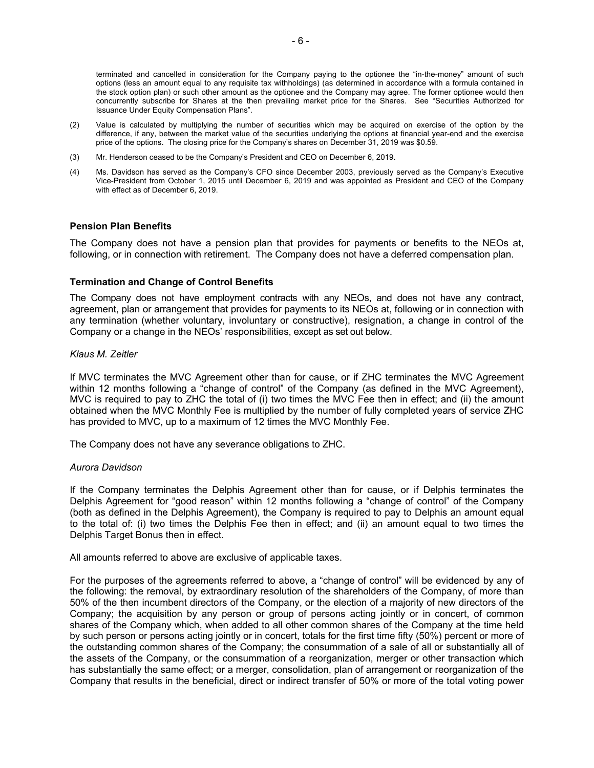terminated and cancelled in consideration for the Company paying to the optionee the "in-the-money" amount of such options (less an amount equal to any requisite tax withholdings) (as determined in accordance with a formula contained in the stock option plan) or such other amount as the optionee and the Company may agree. The former optionee would then concurrently subscribe for Shares at the then prevailing market price for the Shares. See "Securities Authorized for Issuance Under Equity Compensation Plans".

(2) Value is calculated by multiplying the number of securities which may be acquired on exercise of the option by the difference, if any, between the market value of the securities underlying the options at financial year-end and the exercise price of the options. The closing price for the Company's shares on December 31, 2019 was $0.59.

(3) Mr. Henderson ceased to be the Company's President and CEO on December 6, 2019.

(4) Ms. Davidson has served as the Company's CFO since December 2003, previously served as the Company's Executive Vice-President from October 1, 2015 until December 6, 2019 and was appointed as President and CEO of the Company with effect as of December 6, 2019.

### Pension Plan Benefits

The Company does not have a pension plan that provides for payments or benefits to the NEOs at, following, or in connection with retirement. The Company does not have a deferred compensation plan.

### Termination and Change of Control Benefits

The Company does not have employment contracts with any NEOs, and does not have any contract, agreement, plan or arrangement that provides for payments to its NEOs at, following or in connection with any termination (whether voluntary, involuntary or constructive), resignation, a change in control of the Company or a change in the NEOs' responsibilities, except as set out below.

*Klaus M. Zeitler*

If MVC terminates the MVC Agreement other than for cause, or if ZHC terminates the MVC Agreement within 12 months following a "change of control" of the Company (as defined in the MVC Agreement), MVC is required to pay to ZHC the total of (i) two times the MVC Fee then in effect; and (ii) the amount obtained when the MVC Monthly Fee is multiplied by the number of fully completed years of service ZHC has provided to MVC, up to a maximum of 12 times the MVC Monthly Fee.

The Company does not have any severance obligations to ZHC.

*Aurora Davidson*

If the Company terminates the Delphis Agreement other than for cause, or if Delphis terminates the Delphis Agreement for "good reason" within 12 months following a "change of control" of the Company (both as defined in the Delphis Agreement), the Company is required to pay to Delphis an amount equal to the total of: (i) two times the Delphis Fee then in effect; and (ii) an amount equal to two times the Delphis Target Bonus then in effect.

All amounts referred to above are exclusive of applicable taxes.

For the purposes of the agreements referred to above, a "change of control" will be evidenced by any of the following: the removal, by extraordinary resolution of the shareholders of the Company, of more than 50% of the then incumbent directors of the Company, or the election of a majority of new directors of the Company; the acquisition by any person or group of persons acting jointly or in concert, of common shares of the Company which, when added to all other common shares of the Company at the time held by such person or persons acting jointly or in concert, totals for the first time fifty (50%) percent or more of the outstanding common shares of the Company; the consummation of a sale of all or substantially all of the assets of the Company, or the consummation of a reorganization, merger or other transaction which has substantially the same effect; or a merger, consolidation, plan of arrangement or reorganization of the Company that results in the beneficial, direct or indirect transfer of 50% or more of the total voting power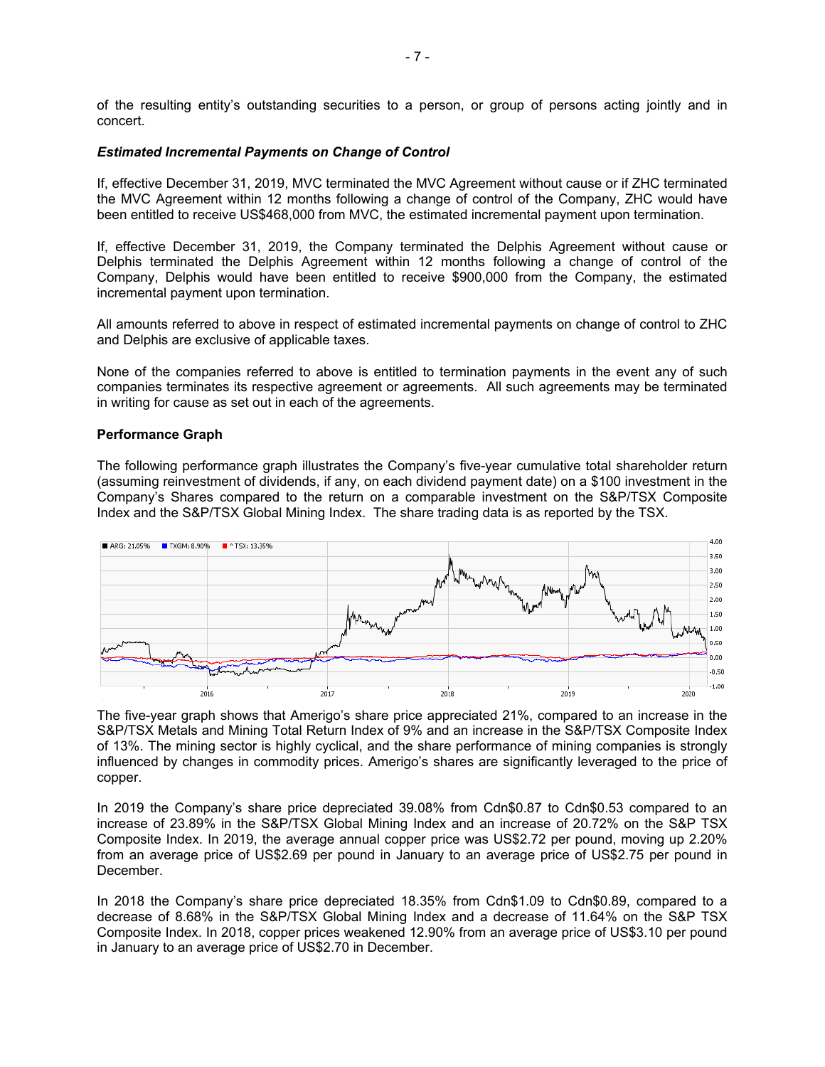of the resulting entity's outstanding securities to a person, or group of persons acting jointly and in concert.

***Estimated Incremental Payments on Change of Control***

If, effective December 31, 2019, MVC terminated the MVC Agreement without cause or if ZHC terminated the MVC Agreement within 12 months following a change of control of the Company, ZHC would have been entitled to receive US$468,000 from MVC, the estimated incremental payment upon termination.

If, effective December 31, 2019, the Company terminated the Delphis Agreement without cause or Delphis terminated the Delphis Agreement within 12 months following a change of control of the Company, Delphis would have been entitled to receive $900,000 from the Company, the estimated incremental payment upon termination.

All amounts referred to above in respect of estimated incremental payments on change of control to ZHC and Delphis are exclusive of applicable taxes.

None of the companies referred to above is entitled to termination payments in the event any of such companies terminates its respective agreement or agreements. All such agreements may be terminated in writing for cause as set out in each of the agreements.

**Performance Graph**

The following performance graph illustrates the Company's five-year cumulative total shareholder return (assuming reinvestment of dividends, if any, on each dividend payment date) on a $100 investment in the Company's Shares compared to the return on a comparable investment on the S&P/TSX Composite Index and the S&P/TSX Global Mining Index. The share trading data is as reported by the TSX.

The five-year graph shows that Amerigo's share price appreciated 21%, compared to an increase in the S&P/TSX Metals and Mining Total Return Index of 9% and an increase in the S&P/TSX Composite Index of 13%. The mining sector is highly cyclical, and the share performance of mining companies is strongly influenced by changes in commodity prices. Amerigo's shares are significantly leveraged to the price of copper.

In 2019 the Company's share price depreciated 39.08% from Cdn$0.87 to Cdn$0.53 compared to an increase of 23.89% in the S&P/TSX Global Mining Index and an increase of 20.72% on the S&P TSX Composite Index. In 2019, the average annual copper price was US$2.72 per pound, moving up 2.20% from an average price of US$2.69 per pound in January to an average price of US$2.75 per pound in December.

In 2018 the Company's share price depreciated 18.35% from Cdn$1.09 to Cdn$0.89, compared to a decrease of 8.68% in the S&P/TSX Global Mining Index and a decrease of 11.64% on the S&P TSX Composite Index. In 2018, copper prices weakened 12.90% from an average price of US$3.10 per pound in January to an average price of US$2.70 in December.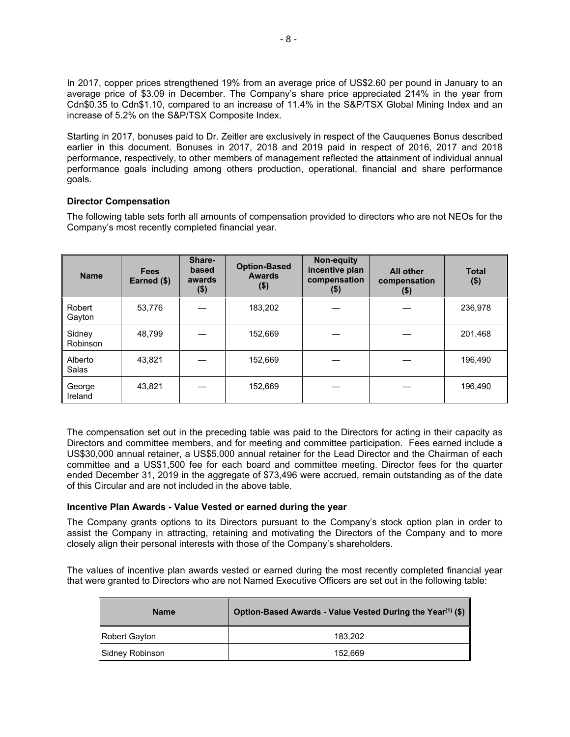In 2017, copper prices strengthened 19% from an average price of US$2.60 per pound in January to an average price of $3.09 in December. The Company's share price appreciated 214% in the year from Cdn$0.35 to Cdn$1.10, compared to an increase of 11.4% in the S&P/TSX Global Mining Index and an increase of 5.2% on the S&P/TSX Composite Index.

Starting in 2017, bonuses paid to Dr. Zeitler are exclusively in respect of the Cauquenes Bonus described earlier in this document. Bonuses in 2017, 2018 and 2019 paid in respect of 2016, 2017 and 2018 performance, respectively, to other members of management reflected the attainment of individual annual performance goals including among others production, operational, financial and share performance goals.

### Director Compensation

The following table sets forth all amounts of compensation provided to directors who are not NEOs for the Company's most recently completed financial year.

| Name | Fees Earned ($) | Share-based awards ($) | Option-Based Awards ($) | Non-equity incentive plan compensation ($) | All other compensation ($) | Total ($) |
|---|---|---|---|---|---|---|
| Robert Gayton | 53,776 | — | 183,202 | — | — | 236,978 |
| Sidney Robinson | 48,799 | — | 152,669 | — | — | 201,468 |
| Alberto Salas | 43,821 | — | 152,669 | — | — | 196,490 |
| George Ireland | 43,821 | — | 152,669 | — | — | 196,490 |

The compensation set out in the preceding table was paid to the Directors for acting in their capacity as Directors and committee members, and for meeting and committee participation. Fees earned include a US$30,000 annual retainer, a US$5,000 annual retainer for the Lead Director and the Chairman of each committee and a US$1,500 fee for each board and committee meeting. Director fees for the quarter ended December 31, 2019 in the aggregate of $73,496 were accrued, remain outstanding as of the date of this Circular and are not included in the above table.

### Incentive Plan Awards - Value Vested or earned during the year

The Company grants options to its Directors pursuant to the Company's stock option plan in order to assist the Company in attracting, retaining and motivating the Directors of the Company and to more closely align their personal interests with those of the Company's shareholders.

The values of incentive plan awards vested or earned during the most recently completed financial year that were granted to Directors who are not Named Executive Officers are set out in the following table:

| Name | Option-Based Awards - Value Vested During the Year[1] ($) |
|---|---|
| Robert Gayton | 183,202 |
| Sidney Robinson | 152,669 |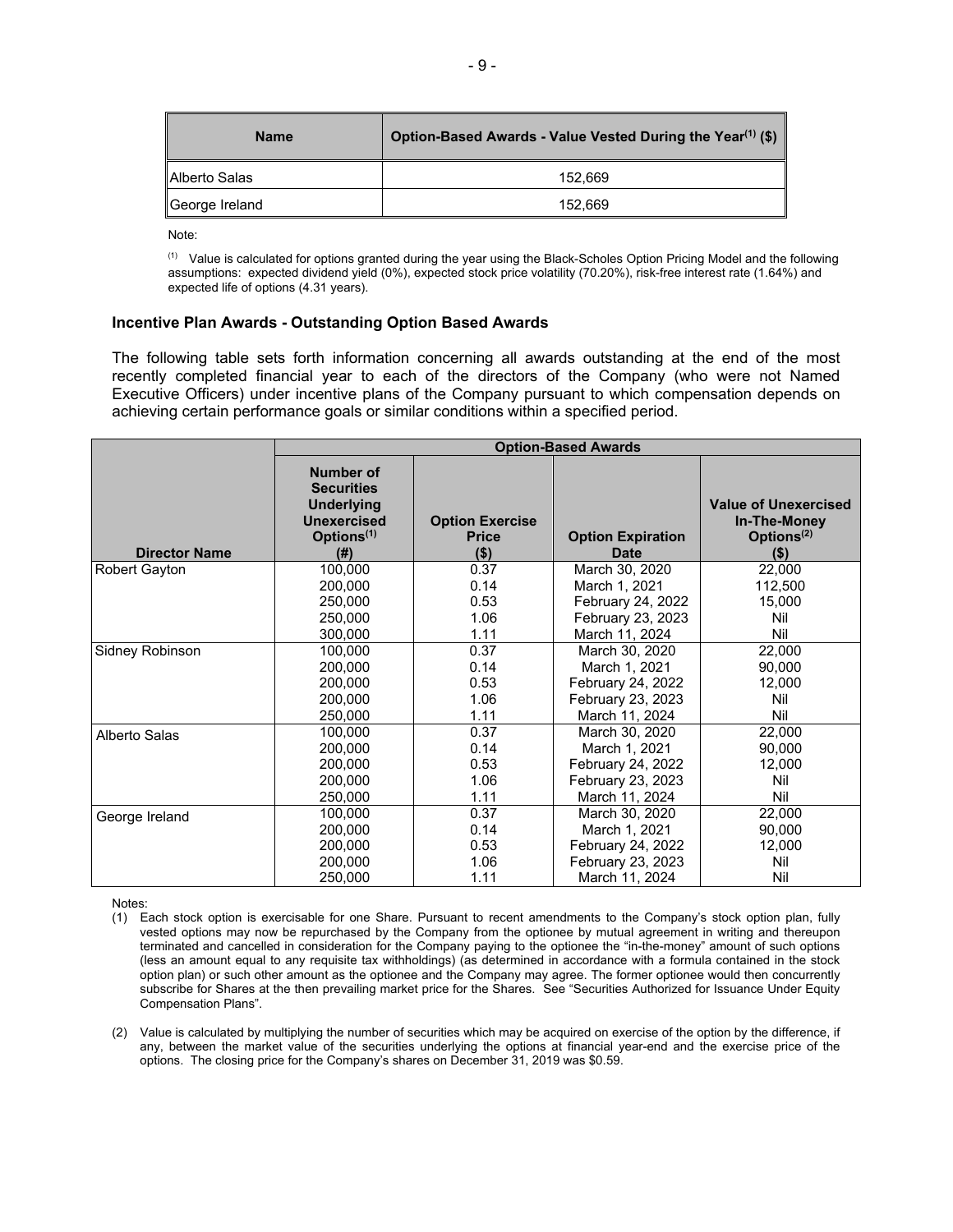| Name | Option-Based Awards - Value Vested During the Year[(1)] ($) |
|---|---|
| Alberto Salas | 152,669 |
| George Ireland | 152,669 |

Note:

[(1)] Value is calculated for options granted during the year using the Black-Scholes Option Pricing Model and the following assumptions: expected dividend yield (0%), expected stock price volatility (70.20%), risk-free interest rate (1.64%) and expected life of options (4.31 years).

### Incentive Plan Awards - Outstanding Option Based Awards

The following table sets forth information concerning all awards outstanding at the end of the most recently completed financial year to each of the directors of the Company (who were not Named Executive Officers) under incentive plans of the Company pursuant to which compensation depends on achieving certain performance goals or similar conditions within a specified period.

| | Option-Based Awards | | | |
|---|---|---|---|---|
| Director Name | Number of Securities Underlying Unexercised Options[(1)] (#) | Option Exercise Price ($) | Option Expiration Date | Value of Unexercised In-The-Money Options[(2)] ($) |
| Robert Gayton | 100,000 | 0.37 | March 30, 2020 | 22,000 |
| | 200,000 | 0.14 | March 1, 2021 | 112,500 |
| | 250,000 | 0.53 | February 24, 2022 | 15,000 |
| | 250,000 | 1.06 | February 23, 2023 | Nil |
| | 300,000 | 1.11 | March 11, 2024 | Nil |
| Sidney Robinson | 100,000 | 0.37 | March 30, 2020 | 22,000 |
| | 200,000 | 0.14 | March 1, 2021 | 90,000 |
| | 200,000 | 0.53 | February 24, 2022 | 12,000 |
| | 200,000 | 1.06 | February 23, 2023 | Nil |
| | 250,000 | 1.11 | March 11, 2024 | Nil |
| Alberto Salas | 100,000 | 0.37 | March 30, 2020 | 22,000 |
| | 200,000 | 0.14 | March 1, 2021 | 90,000 |
| | 200,000 | 0.53 | February 24, 2022 | 12,000 |
| | 200,000 | 1.06 | February 23, 2023 | Nil |
| | 250,000 | 1.11 | March 11, 2024 | Nil |
| George Ireland | 100,000 | 0.37 | March 30, 2020 | 22,000 |
| | 200,000 | 0.14 | March 1, 2021 | 90,000 |
| | 200,000 | 0.53 | February 24, 2022 | 12,000 |
| | 200,000 | 1.06 | February 23, 2023 | Nil |
| | 250,000 | 1.11 | March 11, 2024 | Nil |

Notes:

(1) Each stock option is exercisable for one Share. Pursuant to recent amendments to the Company's stock option plan, fully vested options may now be repurchased by the Company from the optionee by mutual agreement in writing and thereupon terminated and cancelled in consideration for the Company paying to the optionee the "in-the-money" amount of such options (less an amount equal to any requisite tax withholdings) (as determined in accordance with a formula contained in the stock option plan) or such other amount as the optionee and the Company may agree. The former optionee would then concurrently subscribe for Shares at the then prevailing market price for the Shares. See "Securities Authorized for Issuance Under Equity Compensation Plans".

(2) Value is calculated by multiplying the number of securities which may be acquired on exercise of the option by the difference, if any, between the market value of the securities underlying the options at financial year-end and the exercise price of the options. The closing price for the Company's shares on December 31, 2019 was $0.59.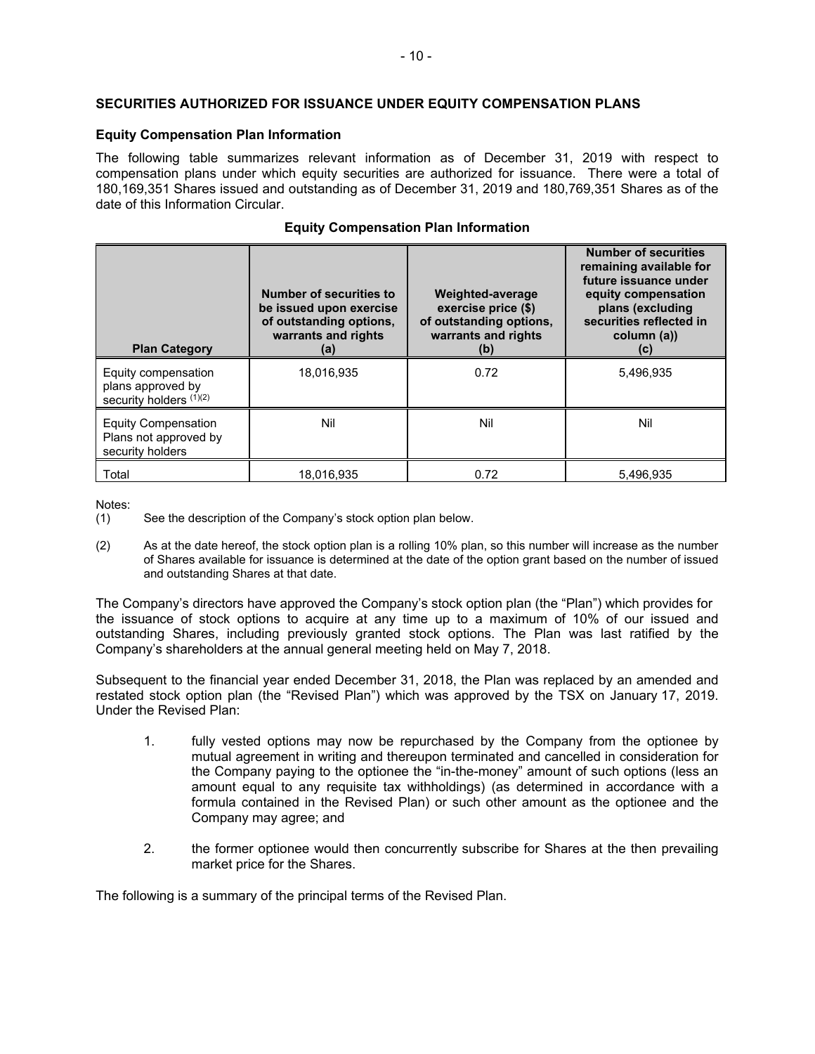## SECURITIES AUTHORIZED FOR ISSUANCE UNDER EQUITY COMPENSATION PLANS

### Equity Compensation Plan Information

The following table summarizes relevant information as of December 31, 2019 with respect to compensation plans under which equity securities are authorized for issuance. There were a total of 180,169,351 Shares issued and outstanding as of December 31, 2019 and 180,769,351 Shares as of the date of this Information Circular.

**Equity Compensation Plan Information**

| Plan Category | Number of securities to be issued upon exercise of outstanding options, warrants and rights (a) | Weighted-average exercise price ($) of outstanding options, warrants and rights (b) | Number of securities remaining available for future issuance under equity compensation plans (excluding securities reflected in column (a)) (c) |
|---|---|---|---|
| Equity compensation plans approved by security holders (1)(2) | 18,016,935 | 0.72 | 5,496,935 |
| Equity Compensation Plans not approved by security holders | Nil | Nil | Nil |
| Total | 18,016,935 | 0.72 | 5,496,935 |

Notes:

(1) See the description of the Company's stock option plan below.

(2) As at the date hereof, the stock option plan is a rolling 10% plan, so this number will increase as the number of Shares available for issuance is determined at the date of the option grant based on the number of issued and outstanding Shares at that date.

The Company's directors have approved the Company's stock option plan (the "Plan") which provides for the issuance of stock options to acquire at any time up to a maximum of 10% of our issued and outstanding Shares, including previously granted stock options. The Plan was last ratified by the Company's shareholders at the annual general meeting held on May 7, 2018.

Subsequent to the financial year ended December 31, 2018, the Plan was replaced by an amended and restated stock option plan (the "Revised Plan") which was approved by the TSX on January 17, 2019. Under the Revised Plan:

1. fully vested options may now be repurchased by the Company from the optionee by mutual agreement in writing and thereupon terminated and cancelled in consideration for the Company paying to the optionee the "in-the-money" amount of such options (less an amount equal to any requisite tax withholdings) (as determined in accordance with a formula contained in the Revised Plan) or such other amount as the optionee and the Company may agree; and

2. the former optionee would then concurrently subscribe for Shares at the then prevailing market price for the Shares.

The following is a summary of the principal terms of the Revised Plan.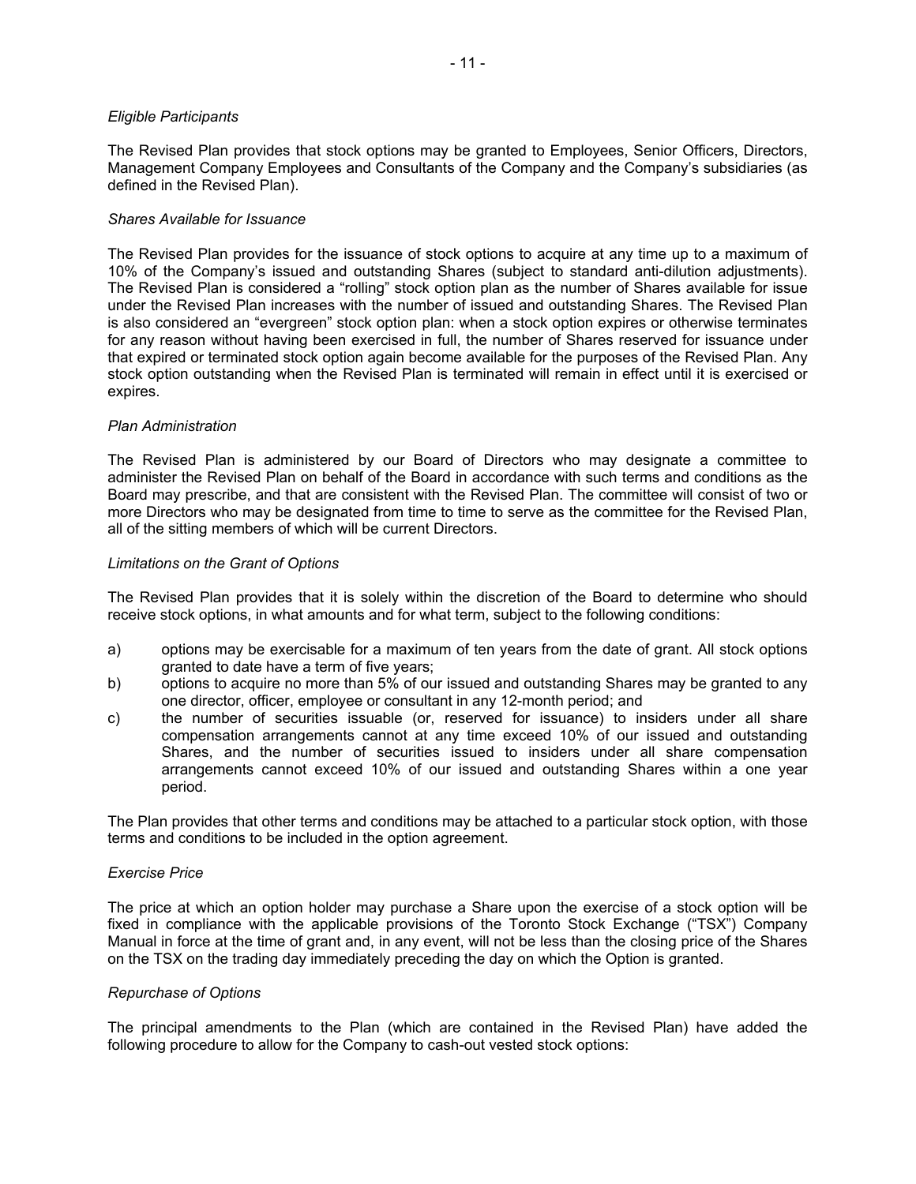*Eligible Participants*

The Revised Plan provides that stock options may be granted to Employees, Senior Officers, Directors, Management Company Employees and Consultants of the Company and the Company's subsidiaries (as defined in the Revised Plan).

*Shares Available for Issuance*

The Revised Plan provides for the issuance of stock options to acquire at any time up to a maximum of 10% of the Company's issued and outstanding Shares (subject to standard anti-dilution adjustments). The Revised Plan is considered a "rolling" stock option plan as the number of Shares available for issue under the Revised Plan increases with the number of issued and outstanding Shares. The Revised Plan is also considered an "evergreen" stock option plan: when a stock option expires or otherwise terminates for any reason without having been exercised in full, the number of Shares reserved for issuance under that expired or terminated stock option again become available for the purposes of the Revised Plan. Any stock option outstanding when the Revised Plan is terminated will remain in effect until it is exercised or expires.

*Plan Administration*

The Revised Plan is administered by our Board of Directors who may designate a committee to administer the Revised Plan on behalf of the Board in accordance with such terms and conditions as the Board may prescribe, and that are consistent with the Revised Plan. The committee will consist of two or more Directors who may be designated from time to time to serve as the committee for the Revised Plan, all of the sitting members of which will be current Directors.

*Limitations on the Grant of Options*

The Revised Plan provides that it is solely within the discretion of the Board to determine who should receive stock options, in what amounts and for what term, subject to the following conditions:

a) options may be exercisable for a maximum of ten years from the date of grant. All stock options granted to date have a term of five years;
b) options to acquire no more than 5% of our issued and outstanding Shares may be granted to any one director, officer, employee or consultant in any 12-month period; and
c) the number of securities issuable (or, reserved for issuance) to insiders under all share compensation arrangements cannot at any time exceed 10% of our issued and outstanding Shares, and the number of securities issued to insiders under all share compensation arrangements cannot exceed 10% of our issued and outstanding Shares within a one year period.

The Plan provides that other terms and conditions may be attached to a particular stock option, with those terms and conditions to be included in the option agreement.

*Exercise Price*

The price at which an option holder may purchase a Share upon the exercise of a stock option will be fixed in compliance with the applicable provisions of the Toronto Stock Exchange ("TSX") Company Manual in force at the time of grant and, in any event, will not be less than the closing price of the Shares on the TSX on the trading day immediately preceding the day on which the Option is granted.

*Repurchase of Options*

The principal amendments to the Plan (which are contained in the Revised Plan) have added the following procedure to allow for the Company to cash-out vested stock options: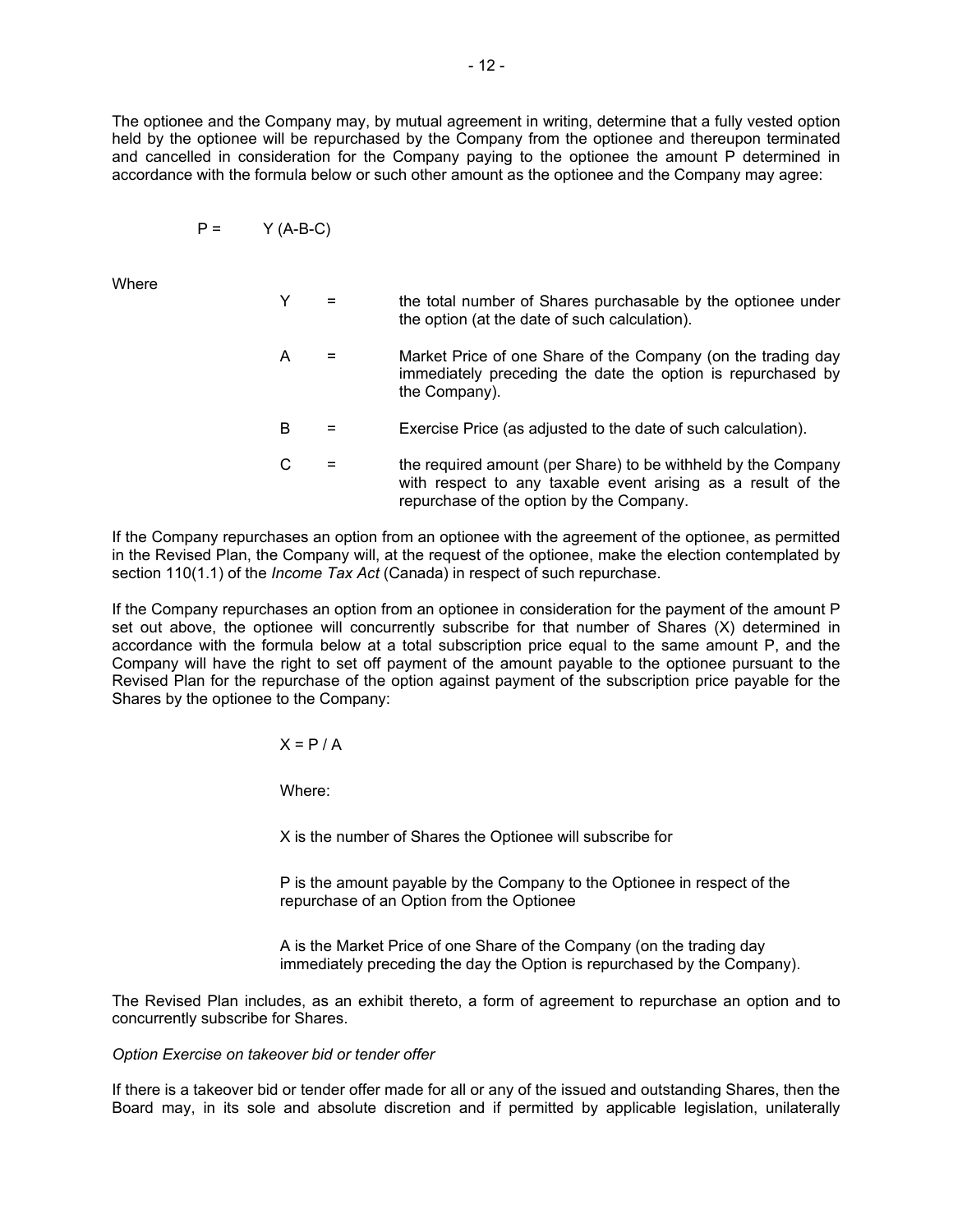The optionee and the Company may, by mutual agreement in writing, determine that a fully vested option held by the optionee will be repurchased by the Company from the optionee and thereupon terminated and cancelled in consideration for the Company paying to the optionee the amount P determined in accordance with the formula below or such other amount as the optionee and the Company may agree:

$$P = Y(A - B - C)$$

Where

| | | |
|---|---|---|
| Y | = | the total number of Shares purchasable by the optionee under the option (at the date of such calculation). |
| A | = | Market Price of one Share of the Company (on the trading day immediately preceding the date the option is repurchased by the Company). |
| B | = | Exercise Price (as adjusted to the date of such calculation). |
| C | = | the required amount (per Share) to be withheld by the Company with respect to any taxable event arising as a result of the repurchase of the option by the Company. |

If the Company repurchases an option from an optionee with the agreement of the optionee, as permitted in the Revised Plan, the Company will, at the request of the optionee, make the election contemplated by section 110(1.1) of the *Income Tax Act* (Canada) in respect of such repurchase.

If the Company repurchases an option from an optionee in consideration for the payment of the amount P set out above, the optionee will concurrently subscribe for that number of Shares (X) determined in accordance with the formula below at a total subscription price equal to the same amount P, and the Company will have the right to set off payment of the amount payable to the optionee pursuant to the Revised Plan for the repurchase of the option against payment of the subscription price payable for the Shares by the optionee to the Company:

$$X = P / A$$

Where:

X is the number of Shares the Optionee will subscribe for

P is the amount payable by the Company to the Optionee in respect of the repurchase of an Option from the Optionee

A is the Market Price of one Share of the Company (on the trading day immediately preceding the day the Option is repurchased by the Company).

The Revised Plan includes, as an exhibit thereto, a form of agreement to repurchase an option and to concurrently subscribe for Shares.

*Option Exercise on takeover bid or tender offer*

If there is a takeover bid or tender offer made for all or any of the issued and outstanding Shares, then the Board may, in its sole and absolute discretion and if permitted by applicable legislation, unilaterally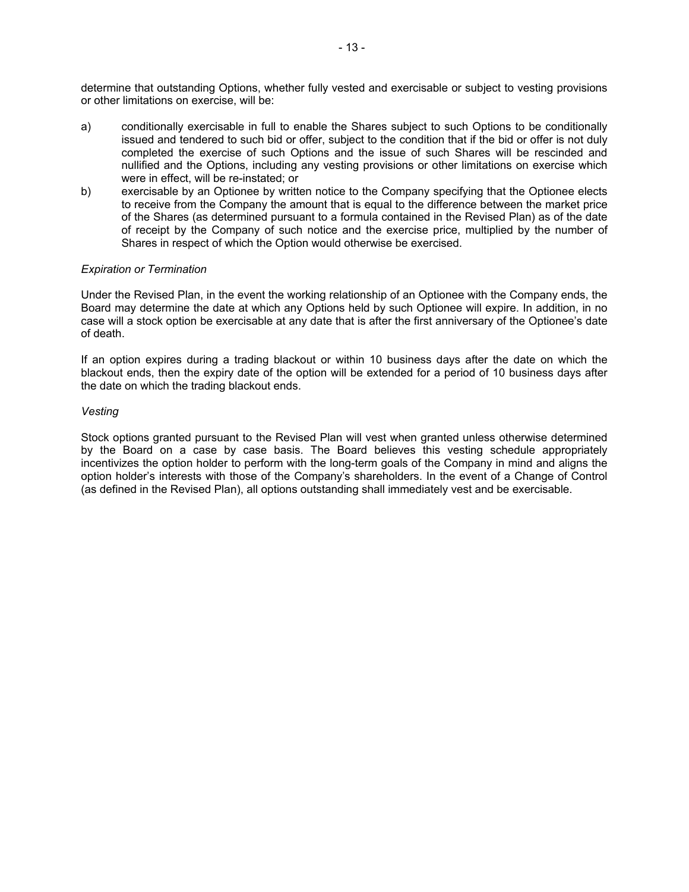determine that outstanding Options, whether fully vested and exercisable or subject to vesting provisions or other limitations on exercise, will be:

a) conditionally exercisable in full to enable the Shares subject to such Options to be conditionally issued and tendered to such bid or offer, subject to the condition that if the bid or offer is not duly completed the exercise of such Options and the issue of such Shares will be rescinded and nullified and the Options, including any vesting provisions or other limitations on exercise which were in effect, will be re-instated; or
b) exercisable by an Optionee by written notice to the Company specifying that the Optionee elects to receive from the Company the amount that is equal to the difference between the market price of the Shares (as determined pursuant to a formula contained in the Revised Plan) as of the date of receipt by the Company of such notice and the exercise price, multiplied by the number of Shares in respect of which the Option would otherwise be exercised.

*Expiration or Termination*

Under the Revised Plan, in the event the working relationship of an Optionee with the Company ends, the Board may determine the date at which any Options held by such Optionee will expire. In addition, in no case will a stock option be exercisable at any date that is after the first anniversary of the Optionee's date of death.

If an option expires during a trading blackout or within 10 business days after the date on which the blackout ends, then the expiry date of the option will be extended for a period of 10 business days after the date on which the trading blackout ends.

*Vesting*

Stock options granted pursuant to the Revised Plan will vest when granted unless otherwise determined by the Board on a case by case basis. The Board believes this vesting schedule appropriately incentivizes the option holder to perform with the long-term goals of the Company in mind and aligns the option holder's interests with those of the Company's shareholders. In the event of a Change of Control (as defined in the Revised Plan), all options outstanding shall immediately vest and be exercisable.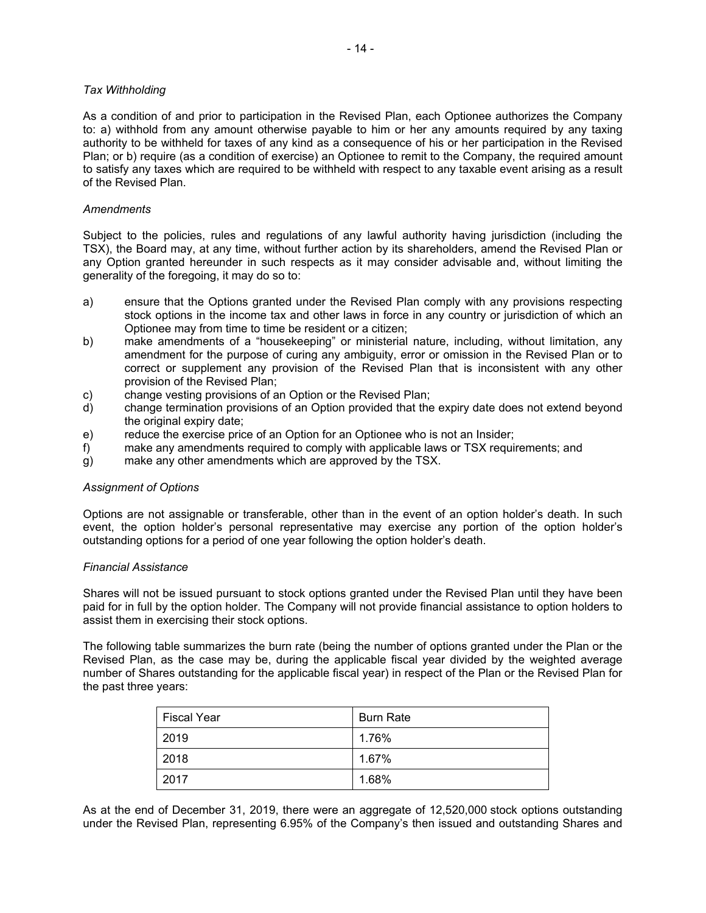*Tax Withholding*

As a condition of and prior to participation in the Revised Plan, each Optionee authorizes the Company to: a) withhold from any amount otherwise payable to him or her any amounts required by any taxing authority to be withheld for taxes of any kind as a consequence of his or her participation in the Revised Plan; or b) require (as a condition of exercise) an Optionee to remit to the Company, the required amount to satisfy any taxes which are required to be withheld with respect to any taxable event arising as a result of the Revised Plan.

*Amendments*

Subject to the policies, rules and regulations of any lawful authority having jurisdiction (including the TSX), the Board may, at any time, without further action by its shareholders, amend the Revised Plan or any Option granted hereunder in such respects as it may consider advisable and, without limiting the generality of the foregoing, it may do so to:

a) ensure that the Options granted under the Revised Plan comply with any provisions respecting stock options in the income tax and other laws in force in any country or jurisdiction of which an Optionee may from time to time be resident or a citizen;
b) make amendments of a "housekeeping" or ministerial nature, including, without limitation, any amendment for the purpose of curing any ambiguity, error or omission in the Revised Plan or to correct or supplement any provision of the Revised Plan that is inconsistent with any other provision of the Revised Plan;
c) change vesting provisions of an Option or the Revised Plan;
d) change termination provisions of an Option provided that the expiry date does not extend beyond the original expiry date;
e) reduce the exercise price of an Option for an Optionee who is not an Insider;
f) make any amendments required to comply with applicable laws or TSX requirements; and
g) make any other amendments which are approved by the TSX.

*Assignment of Options*

Options are not assignable or transferable, other than in the event of an option holder's death. In such event, the option holder's personal representative may exercise any portion of the option holder's outstanding options for a period of one year following the option holder's death.

*Financial Assistance*

Shares will not be issued pursuant to stock options granted under the Revised Plan until they have been paid for in full by the option holder. The Company will not provide financial assistance to option holders to assist them in exercising their stock options.

The following table summarizes the burn rate (being the number of options granted under the Plan or the Revised Plan, as the case may be, during the applicable fiscal year divided by the weighted average number of Shares outstanding for the applicable fiscal year) in respect of the Plan or the Revised Plan for the past three years:

| Fiscal Year | Burn Rate |
|---|---|
| 2019 | 1.76% |
| 2018 | 1.67% |
| 2017 | 1.68% |

As at the end of December 31, 2019, there were an aggregate of 12,520,000 stock options outstanding under the Revised Plan, representing 6.95% of the Company's then issued and outstanding Shares and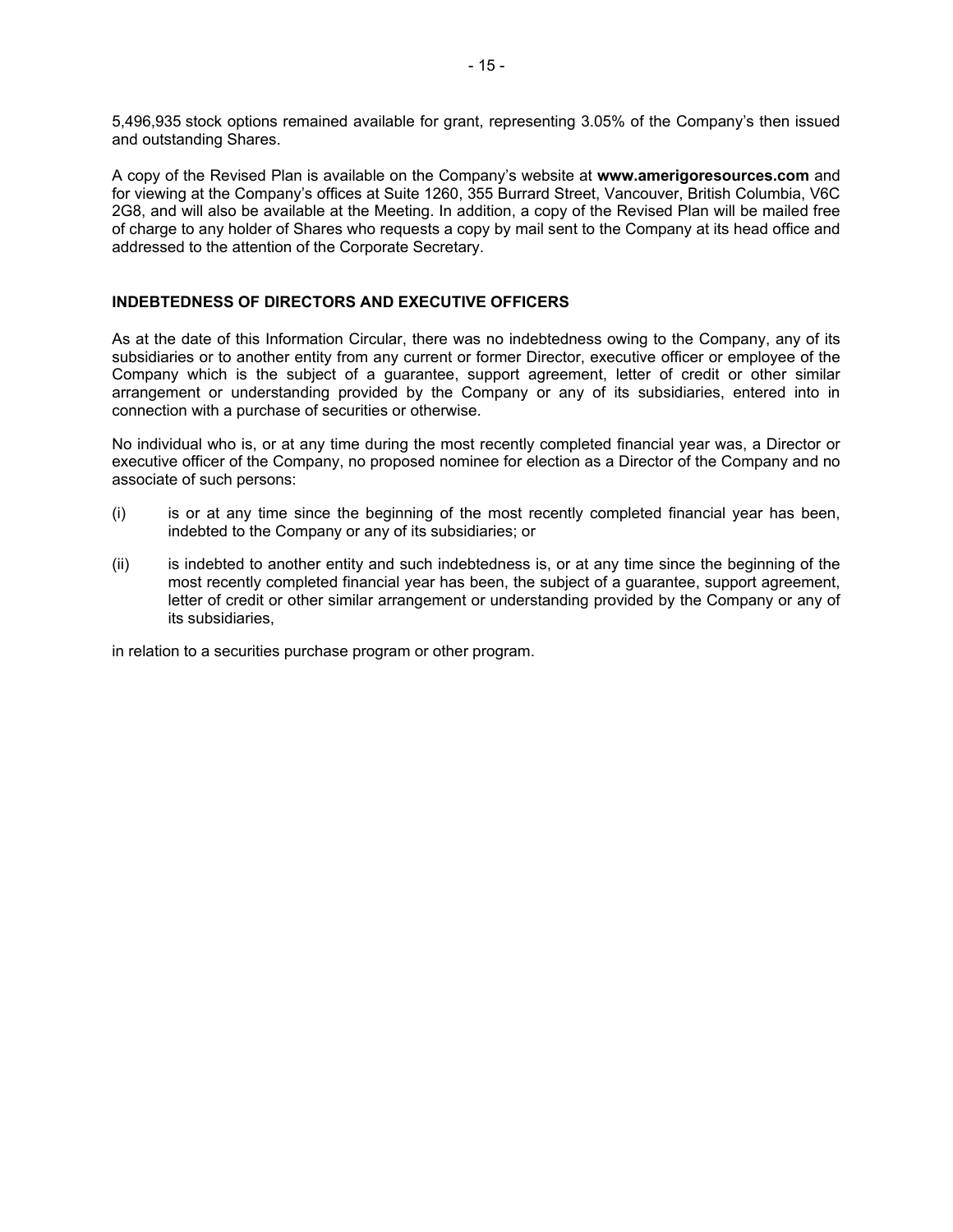5,496,935 stock options remained available for grant, representing 3.05% of the Company's then issued and outstanding Shares.

A copy of the Revised Plan is available on the Company's website at **www.amerigoresources.com** and for viewing at the Company's offices at Suite 1260, 355 Burrard Street, Vancouver, British Columbia, V6C 2G8, and will also be available at the Meeting. In addition, a copy of the Revised Plan will be mailed free of charge to any holder of Shares who requests a copy by mail sent to the Company at its head office and addressed to the attention of the Corporate Secretary.

## INDEBTEDNESS OF DIRECTORS AND EXECUTIVE OFFICERS

As at the date of this Information Circular, there was no indebtedness owing to the Company, any of its subsidiaries or to another entity from any current or former Director, executive officer or employee of the Company which is the subject of a guarantee, support agreement, letter of credit or other similar arrangement or understanding provided by the Company or any of its subsidiaries, entered into in connection with a purchase of securities or otherwise.

No individual who is, or at any time during the most recently completed financial year was, a Director or executive officer of the Company, no proposed nominee for election as a Director of the Company and no associate of such persons:

(i) is or at any time since the beginning of the most recently completed financial year has been, indebted to the Company or any of its subsidiaries; or

(ii) is indebted to another entity and such indebtedness is, or at any time since the beginning of the most recently completed financial year has been, the subject of a guarantee, support agreement, letter of credit or other similar arrangement or understanding provided by the Company or any of its subsidiaries,

in relation to a securities purchase program or other program.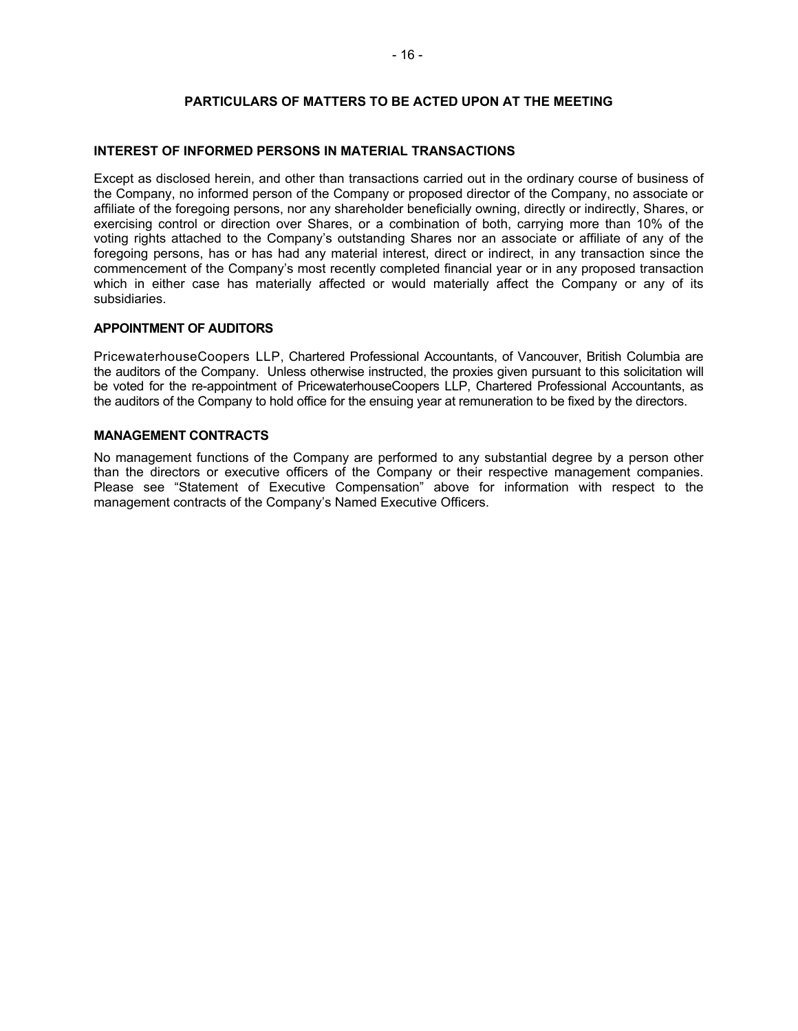## PARTICULARS OF MATTERS TO BE ACTED UPON AT THE MEETING

### INTEREST OF INFORMED PERSONS IN MATERIAL TRANSACTIONS

Except as disclosed herein, and other than transactions carried out in the ordinary course of business of the Company, no informed person of the Company or proposed director of the Company, no associate or affiliate of the foregoing persons, nor any shareholder beneficially owning, directly or indirectly, Shares, or exercising control or direction over Shares, or a combination of both, carrying more than 10% of the voting rights attached to the Company's outstanding Shares nor an associate or affiliate of any of the foregoing persons, has or has had any material interest, direct or indirect, in any transaction since the commencement of the Company's most recently completed financial year or in any proposed transaction which in either case has materially affected or would materially affect the Company or any of its subsidiaries.

### APPOINTMENT OF AUDITORS

PricewaterhouseCoopers LLP, Chartered Professional Accountants, of Vancouver, British Columbia are the auditors of the Company. Unless otherwise instructed, the proxies given pursuant to this solicitation will be voted for the re-appointment of PricewaterhouseCoopers LLP, Chartered Professional Accountants, as the auditors of the Company to hold office for the ensuing year at remuneration to be fixed by the directors.

### MANAGEMENT CONTRACTS

No management functions of the Company are performed to any substantial degree by a person other than the directors or executive officers of the Company or their respective management companies. Please see "Statement of Executive Compensation" above for information with respect to the management contracts of the Company's Named Executive Officers.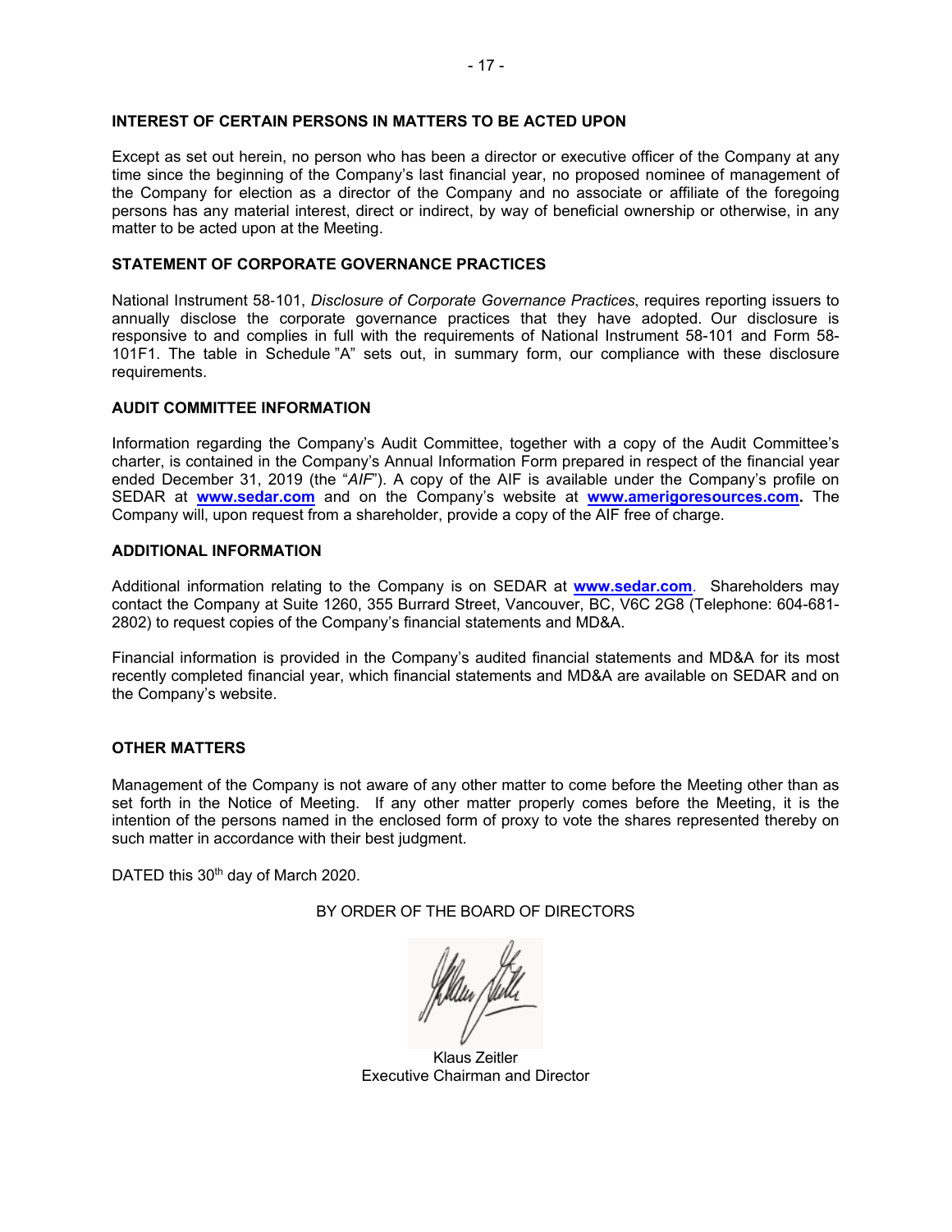## INTEREST OF CERTAIN PERSONS IN MATTERS TO BE ACTED UPON

Except as set out herein, no person who has been a director or executive officer of the Company at any time since the beginning of the Company's last financial year, no proposed nominee of management of the Company for election as a director of the Company and no associate or affiliate of the foregoing persons has any material interest, direct or indirect, by way of beneficial ownership or otherwise, in any matter to be acted upon at the Meeting.

## STATEMENT OF CORPORATE GOVERNANCE PRACTICES

National Instrument 58-101, *Disclosure of Corporate Governance Practices*, requires reporting issuers to annually disclose the corporate governance practices that they have adopted. Our disclosure is responsive to and complies in full with the requirements of National Instrument 58-101 and Form 58-101F1. The table in Schedule "A" sets out, in summary form, our compliance with these disclosure requirements.

## AUDIT COMMITTEE INFORMATION

Information regarding the Company's Audit Committee, together with a copy of the Audit Committee's charter, is contained in the Company's Annual Information Form prepared in respect of the financial year ended December 31, 2019 (the "*AIF*"). A copy of the AIF is available under the Company's profile on SEDAR at **www.sedar.com** and on the Company's website at **www.amerigoresources.com.** The Company will, upon request from a shareholder, provide a copy of the AIF free of charge.

## ADDITIONAL INFORMATION

Additional information relating to the Company is on SEDAR at **www.sedar.com**. Shareholders may contact the Company at Suite 1260, 355 Burrard Street, Vancouver, BC, V6C 2G8 (Telephone: 604-681-2802) to request copies of the Company's financial statements and MD&A.

Financial information is provided in the Company's audited financial statements and MD&A for its most recently completed financial year, which financial statements and MD&A are available on SEDAR and on the Company's website.

## OTHER MATTERS

Management of the Company is not aware of any other matter to come before the Meeting other than as set forth in the Notice of Meeting. If any other matter properly comes before the Meeting, it is the intention of the persons named in the enclosed form of proxy to vote the shares represented thereby on such matter in accordance with their best judgment.

DATED this 30th day of March 2020.

BY ORDER OF THE BOARD OF DIRECTORS

Klaus Zeitler
Executive Chairman and Director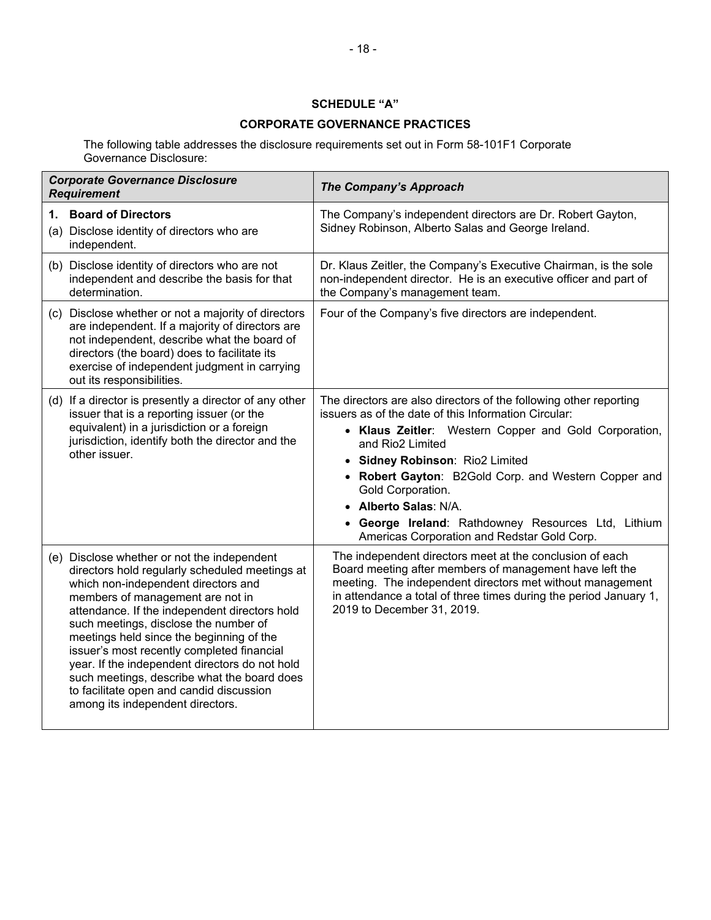## SCHEDULE "A"

## CORPORATE GOVERNANCE PRACTICES

The following table addresses the disclosure requirements set out in Form 58-101F1 Corporate Governance Disclosure:

| ***Corporate Governance Disclosure Requirement*** | ***The Company's Approach*** |
|---|---|
| **1. Board of Directors**<br>(a) Disclose identity of directors who are independent. | The Company's independent directors are Dr. Robert Gayton, Sidney Robinson, Alberto Salas and George Ireland. |
| (b) Disclose identity of directors who are not independent and describe the basis for that determination. | Dr. Klaus Zeitler, the Company's Executive Chairman, is the sole non-independent director. He is an executive officer and part of the Company's management team. |
| (c) Disclose whether or not a majority of directors are independent. If a majority of directors are not independent, describe what the board of directors (the board) does to facilitate its exercise of independent judgment in carrying out its responsibilities. | Four of the Company's five directors are independent. |
| (d) If a director is presently a director of any other issuer that is a reporting issuer (or the equivalent) in a jurisdiction or a foreign jurisdiction, identify both the director and the other issuer. | The directors are also directors of the following other reporting issuers as of the date of this Information Circular:<br>• **Klaus Zeitler**: Western Copper and Gold Corporation, and Rio2 Limited<br>• **Sidney Robinson**: Rio2 Limited<br>• **Robert Gayton**: B2Gold Corp. and Western Copper and Gold Corporation.<br>• **Alberto Salas**: N/A.<br>• **George Ireland**: Rathdowney Resources Ltd, Lithium Americas Corporation and Redstar Gold Corp. |
| (e) Disclose whether or not the independent directors hold regularly scheduled meetings at which non-independent directors and members of management are not in attendance. If the independent directors hold such meetings, disclose the number of meetings held since the beginning of the issuer's most recently completed financial year. If the independent directors do not hold such meetings, describe what the board does to facilitate open and candid discussion among its independent directors. | The independent directors meet at the conclusion of each Board meeting after members of management have left the meeting. The independent directors met without management in attendance a total of three times during the period January 1, 2019 to December 31, 2019. |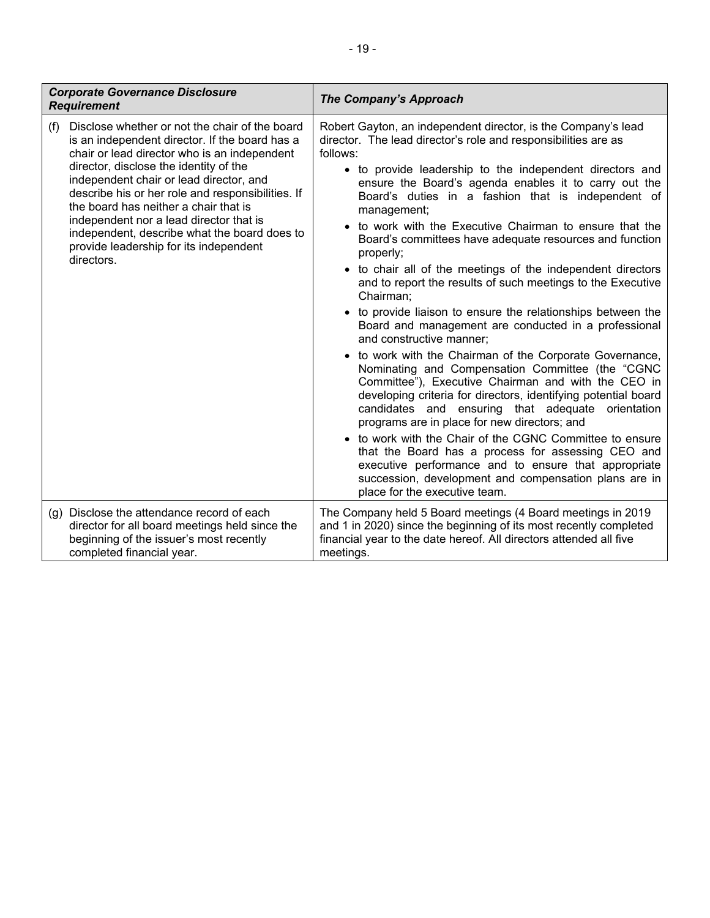| *Corporate Governance Disclosure Requirement* | *The Company's Approach* |
|---|---|
| (f) Disclose whether or not the chair of the board is an independent director. If the board has a chair or lead director who is an independent director, disclose the identity of the independent chair or lead director, and describe his or her role and responsibilities. If the board has neither a chair that is independent nor a lead director that is independent, describe what the board does to provide leadership for its independent directors. | Robert Gayton, an independent director, is the Company's lead director. The lead director's role and responsibilities are as follows: <br>• to provide leadership to the independent directors and ensure the Board's agenda enables it to carry out the Board's duties in a fashion that is independent of management; <br>• to work with the Executive Chairman to ensure that the Board's committees have adequate resources and function properly; <br>• to chair all of the meetings of the independent directors and to report the results of such meetings to the Executive Chairman; <br>• to provide liaison to ensure the relationships between the Board and management are conducted in a professional and constructive manner; <br>• to work with the Chairman of the Corporate Governance, Nominating and Compensation Committee (the "CGNC Committee"), Executive Chairman and with the CEO in developing criteria for directors, identifying potential board candidates and ensuring that adequate orientation programs are in place for new directors; and <br>• to work with the Chair of the CGNC Committee to ensure that the Board has a process for assessing CEO and executive performance and to ensure that appropriate succession, development and compensation plans are in place for the executive team. |
| (g) Disclose the attendance record of each director for all board meetings held since the beginning of the issuer's most recently completed financial year. | The Company held 5 Board meetings (4 Board meetings in 2019 and 1 in 2020) since the beginning of its most recently completed financial year to the date hereof. All directors attended all five meetings. |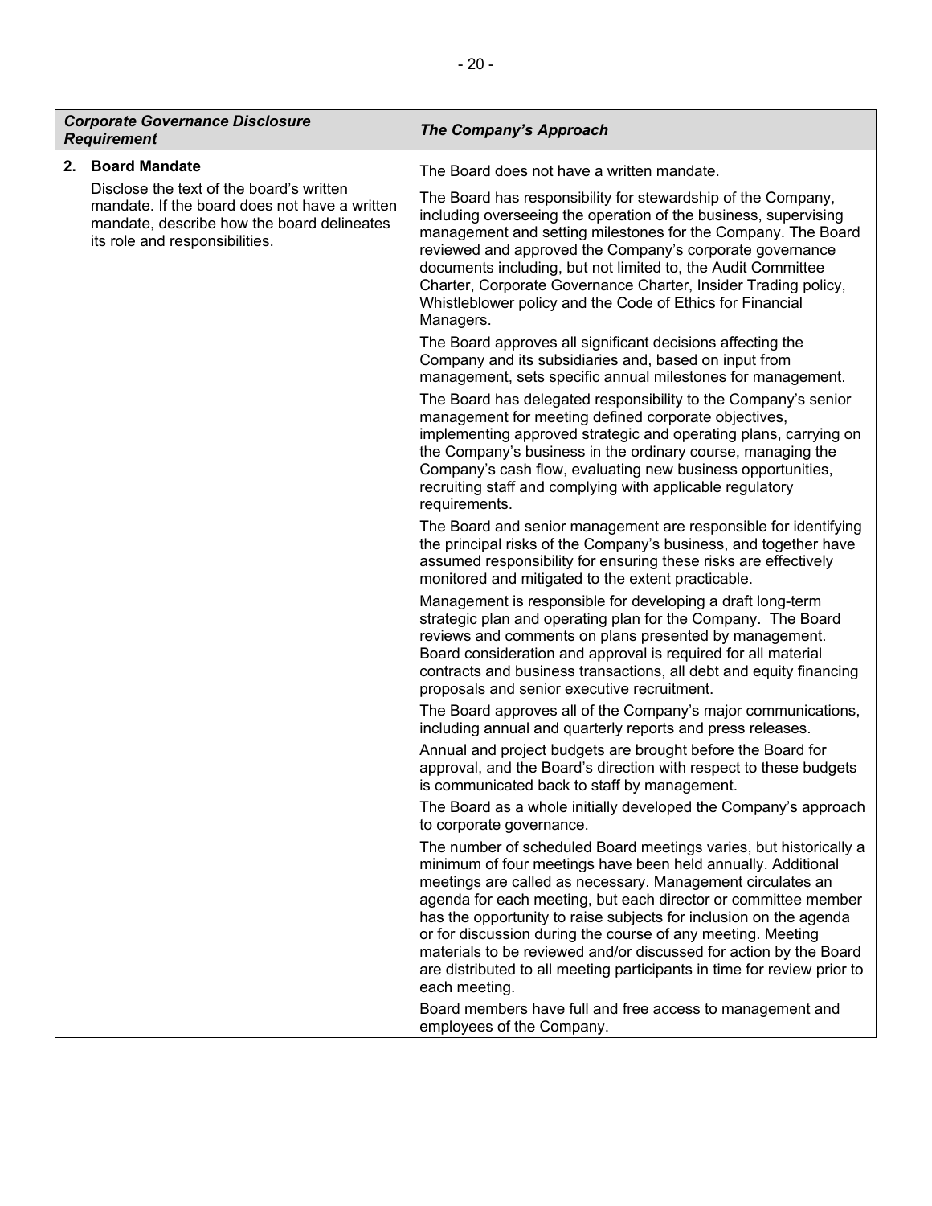| *Corporate Governance Disclosure Requirement* | *The Company's Approach* |
|---|---|
| **2. Board Mandate**<br><br>Disclose the text of the board's written mandate. If the board does not have a written mandate, describe how the board delineates its role and responsibilities. | The Board does not have a written mandate.<br><br>The Board has responsibility for stewardship of the Company, including overseeing the operation of the business, supervising management and setting milestones for the Company. The Board reviewed and approved the Company's corporate governance documents including, but not limited to, the Audit Committee Charter, Corporate Governance Charter, Insider Trading policy, Whistleblower policy and the Code of Ethics for Financial Managers.<br><br>The Board approves all significant decisions affecting the Company and its subsidiaries and, based on input from management, sets specific annual milestones for management.<br><br>The Board has delegated responsibility to the Company's senior management for meeting defined corporate objectives, implementing approved strategic and operating plans, carrying on the Company's business in the ordinary course, managing the Company's cash flow, evaluating new business opportunities, recruiting staff and complying with applicable regulatory requirements.<br><br>The Board and senior management are responsible for identifying the principal risks of the Company's business, and together have assumed responsibility for ensuring these risks are effectively monitored and mitigated to the extent practicable.<br><br>Management is responsible for developing a draft long-term strategic plan and operating plan for the Company. The Board reviews and comments on plans presented by management. Board consideration and approval is required for all material contracts and business transactions, all debt and equity financing proposals and senior executive recruitment.<br><br>The Board approves all of the Company's major communications, including annual and quarterly reports and press releases.<br><br>Annual and project budgets are brought before the Board for approval, and the Board's direction with respect to these budgets is communicated back to staff by management.<br><br>The Board as a whole initially developed the Company's approach to corporate governance.<br><br>The number of scheduled Board meetings varies, but historically a minimum of four meetings have been held annually. Additional meetings are called as necessary. Management circulates an agenda for each meeting, but each director or committee member has the opportunity to raise subjects for inclusion on the agenda or for discussion during the course of any meeting. Meeting materials to be reviewed and/or discussed for action by the Board are distributed to all meeting participants in time for review prior to each meeting.<br><br>Board members have full and free access to management and employees of the Company. |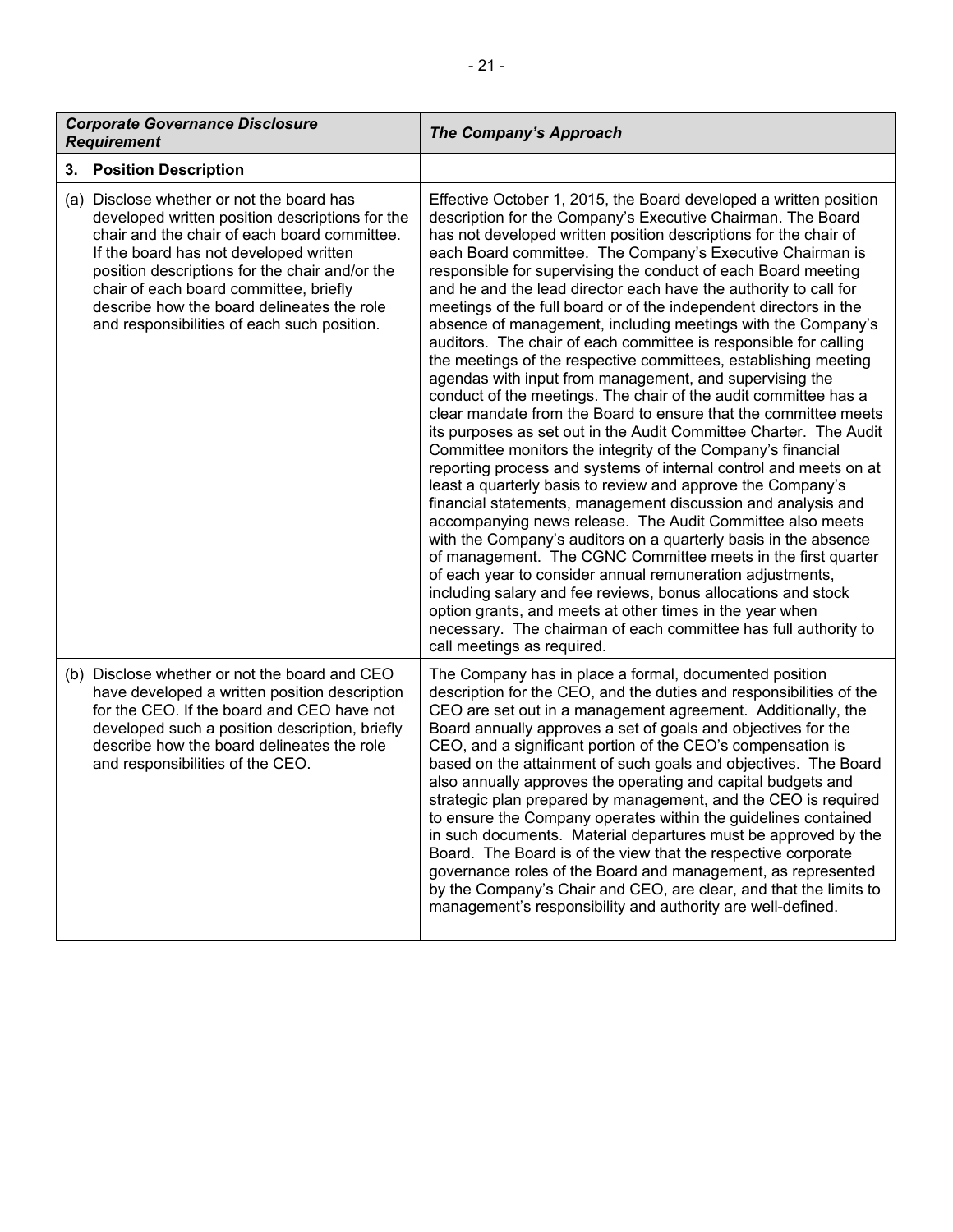| *Corporate Governance Disclosure Requirement* | *The Company's Approach* |
|---|---|
| **3. Position Description** | |
| (a) Disclose whether or not the board has developed written position descriptions for the chair and the chair of each board committee. If the board has not developed written position descriptions for the chair and/or the chair of each board committee, briefly describe how the board delineates the role and responsibilities of each such position. | Effective October 1, 2015, the Board developed a written position description for the Company's Executive Chairman. The Board has not developed written position descriptions for the chair of each Board committee. The Company's Executive Chairman is responsible for supervising the conduct of each Board meeting and he and the lead director each have the authority to call for meetings of the full board or of the independent directors in the absence of management, including meetings with the Company's auditors. The chair of each committee is responsible for calling the meetings of the respective committees, establishing meeting agendas with input from management, and supervising the conduct of the meetings. The chair of the audit committee has a clear mandate from the Board to ensure that the committee meets its purposes as set out in the Audit Committee Charter. The Audit Committee monitors the integrity of the Company's financial reporting process and systems of internal control and meets on at least a quarterly basis to review and approve the Company's financial statements, management discussion and analysis and accompanying news release. The Audit Committee also meets with the Company's auditors on a quarterly basis in the absence of management. The CGNC Committee meets in the first quarter of each year to consider annual remuneration adjustments, including salary and fee reviews, bonus allocations and stock option grants, and meets at other times in the year when necessary. The chairman of each committee has full authority to call meetings as required. |
| (b) Disclose whether or not the board and CEO have developed a written position description for the CEO. If the board and CEO have not developed such a position description, briefly describe how the board delineates the role and responsibilities of the CEO. | The Company has in place a formal, documented position description for the CEO, and the duties and responsibilities of the CEO are set out in a management agreement. Additionally, the Board annually approves a set of goals and objectives for the CEO, and a significant portion of the CEO's compensation is based on the attainment of such goals and objectives. The Board also annually approves the operating and capital budgets and strategic plan prepared by management, and the CEO is required to ensure the Company operates within the guidelines contained in such documents. Material departures must be approved by the Board. The Board is of the view that the respective corporate governance roles of the Board and management, as represented by the Company's Chair and CEO, are clear, and that the limits to management's responsibility and authority are well-defined. |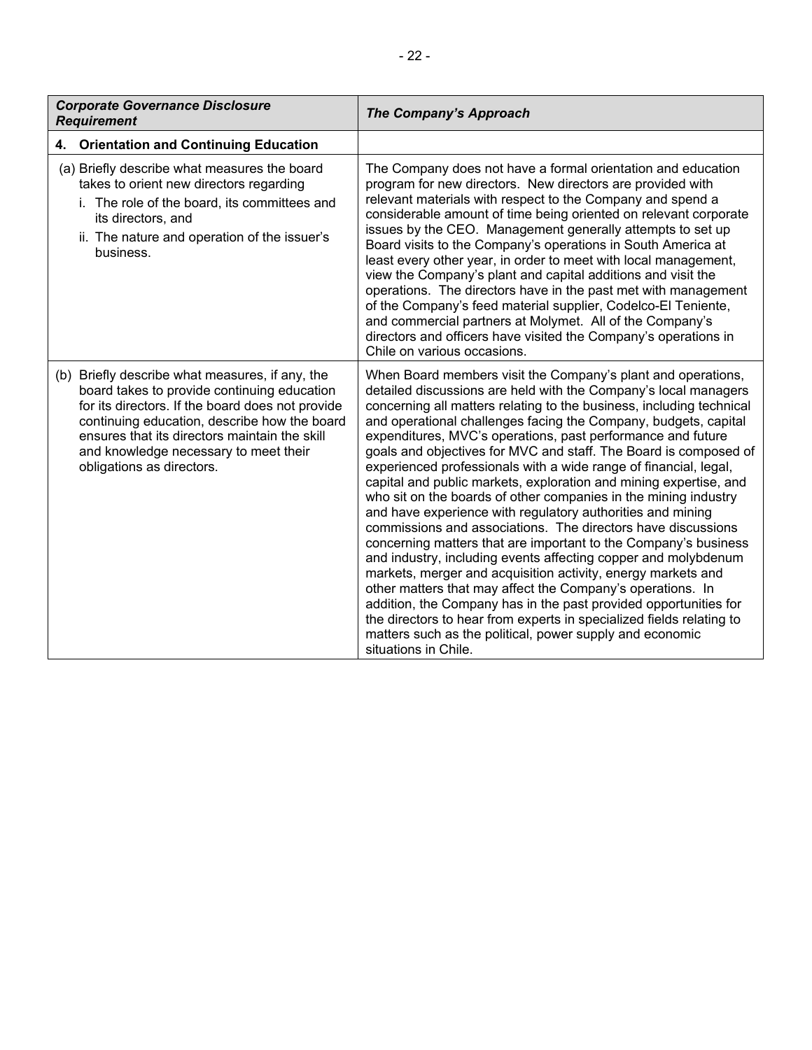| *Corporate Governance Disclosure Requirement* | *The Company's Approach* |
|---|---|
| **4. Orientation and Continuing Education** | |
| (a) Briefly describe what measures the board takes to orient new directors regarding<br>i. The role of the board, its committees and its directors, and<br>ii. The nature and operation of the issuer's business. | The Company does not have a formal orientation and education program for new directors. New directors are provided with relevant materials with respect to the Company and spend a considerable amount of time being oriented on relevant corporate issues by the CEO. Management generally attempts to set up Board visits to the Company's operations in South America at least every other year, in order to meet with local management, view the Company's plant and capital additions and visit the operations. The directors have in the past met with management of the Company's feed material supplier, Codelco-El Teniente, and commercial partners at Molymet. All of the Company's directors and officers have visited the Company's operations in Chile on various occasions. |
| (b) Briefly describe what measures, if any, the board takes to provide continuing education for its directors. If the board does not provide continuing education, describe how the board ensures that its directors maintain the skill and knowledge necessary to meet their obligations as directors. | When Board members visit the Company's plant and operations, detailed discussions are held with the Company's local managers concerning all matters relating to the business, including technical and operational challenges facing the Company, budgets, capital expenditures, MVC's operations, past performance and future goals and objectives for MVC and staff. The Board is composed of experienced professionals with a wide range of financial, legal, capital and public markets, exploration and mining expertise, and who sit on the boards of other companies in the mining industry and have experience with regulatory authorities and mining commissions and associations. The directors have discussions concerning matters that are important to the Company's business and industry, including events affecting copper and molybdenum markets, merger and acquisition activity, energy markets and other matters that may affect the Company's operations. In addition, the Company has in the past provided opportunities for the directors to hear from experts in specialized fields relating to matters such as the political, power supply and economic situations in Chile. |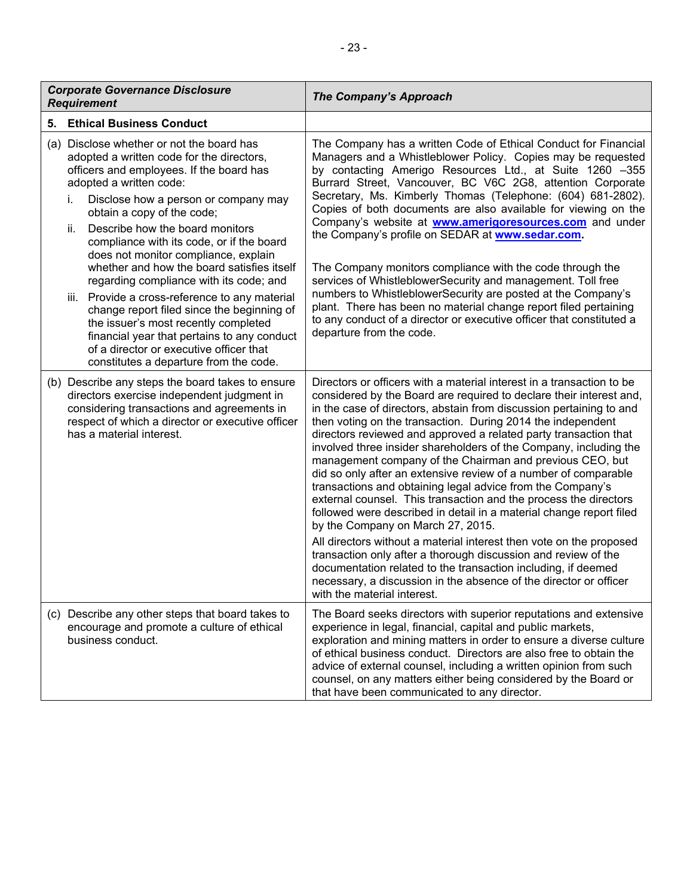| ***Corporate Governance Disclosure Requirement*** | ***The Company's Approach*** |
|---|---|
| **5. Ethical Business Conduct** | |
| (a) Disclose whether or not the board has adopted a written code for the directors, officers and employees. If the board has adopted a written code:<br>i. Disclose how a person or company may obtain a copy of the code;<br>ii. Describe how the board monitors compliance with its code, or if the board does not monitor compliance, explain whether and how the board satisfies itself regarding compliance with its code; and<br>iii. Provide a cross-reference to any material change report filed since the beginning of the issuer's most recently completed financial year that pertains to any conduct of a director or executive officer that constitutes a departure from the code. | The Company has a written Code of Ethical Conduct for Financial Managers and a Whistleblower Policy. Copies may be requested by contacting Amerigo Resources Ltd., at Suite 1260 –355 Burrard Street, Vancouver, BC V6C 2G8, attention Corporate Secretary, Ms. Kimberly Thomas (Telephone: (604) 681-2802). Copies of both documents are also available for viewing on the Company's website at **www.amerigoresources.com** and under the Company's profile on SEDAR at **www.sedar.com**.<br><br>The Company monitors compliance with the code through the services of WhistleblowerSecurity and management. Toll free numbers to WhistleblowerSecurity are posted at the Company's plant. There has been no material change report filed pertaining to any conduct of a director or executive officer that constituted a departure from the code. |
| (b) Describe any steps the board takes to ensure directors exercise independent judgment in considering transactions and agreements in respect of which a director or executive officer has a material interest. | Directors or officers with a material interest in a transaction to be considered by the Board are required to declare their interest and, in the case of directors, abstain from discussion pertaining to and then voting on the transaction. During 2014 the independent directors reviewed and approved a related party transaction that involved three insider shareholders of the Company, including the management company of the Chairman and previous CEO, but did so only after an extensive review of a number of comparable transactions and obtaining legal advice from the Company's external counsel. This transaction and the process the directors followed were described in detail in a material change report filed by the Company on March 27, 2015.<br><br>All directors without a material interest then vote on the proposed transaction only after a thorough discussion and review of the documentation related to the transaction including, if deemed necessary, a discussion in the absence of the director or officer with the material interest. |
| (c) Describe any other steps that board takes to encourage and promote a culture of ethical business conduct. | The Board seeks directors with superior reputations and extensive experience in legal, financial, capital and public markets, exploration and mining matters in order to ensure a diverse culture of ethical business conduct. Directors are also free to obtain the advice of external counsel, including a written opinion from such counsel, on any matters either being considered by the Board or that have been communicated to any director. |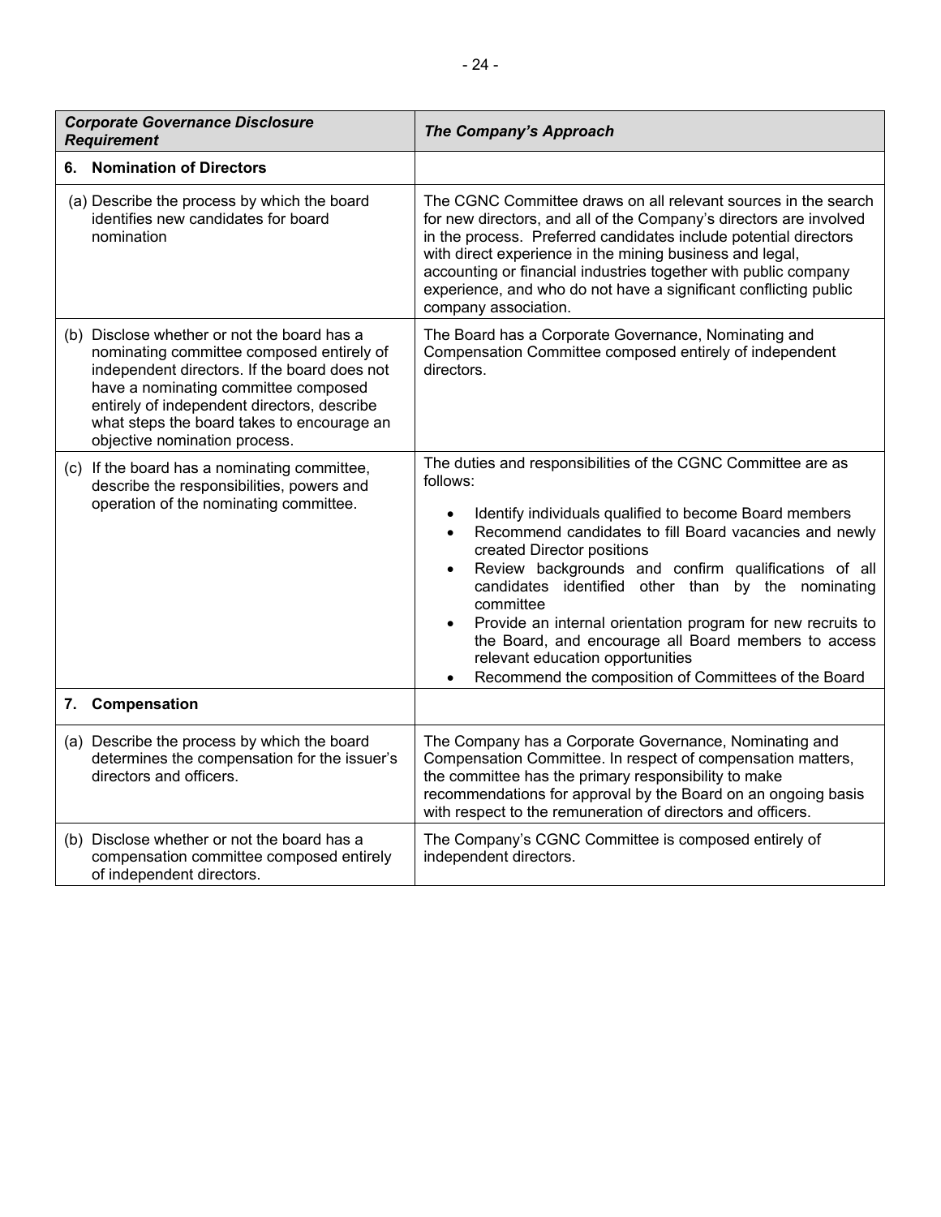| *Corporate Governance Disclosure Requirement* | *The Company's Approach* |
|---|---|
| **6. Nomination of Directors** | |
| (a) Describe the process by which the board identifies new candidates for board nomination | The CGNC Committee draws on all relevant sources in the search for new directors, and all of the Company's directors are involved in the process. Preferred candidates include potential directors with direct experience in the mining business and legal, accounting or financial industries together with public company experience, and who do not have a significant conflicting public company association. |
| (b) Disclose whether or not the board has a nominating committee composed entirely of independent directors. If the board does not have a nominating committee composed entirely of independent directors, describe what steps the board takes to encourage an objective nomination process. | The Board has a Corporate Governance, Nominating and Compensation Committee composed entirely of independent directors. |
| (c) If the board has a nominating committee, describe the responsibilities, powers and operation of the nominating committee. | The duties and responsibilities of the CGNC Committee are as follows:<br>• Identify individuals qualified to become Board members<br>• Recommend candidates to fill Board vacancies and newly created Director positions<br>• Review backgrounds and confirm qualifications of all candidates identified other than by the nominating committee<br>• Provide an internal orientation program for new recruits to the Board, and encourage all Board members to access relevant education opportunities<br>• Recommend the composition of Committees of the Board |
| **7. Compensation** | |
| (a) Describe the process by which the board determines the compensation for the issuer's directors and officers. | The Company has a Corporate Governance, Nominating and Compensation Committee. In respect of compensation matters, the committee has the primary responsibility to make recommendations for approval by the Board on an ongoing basis with respect to the remuneration of directors and officers. |
| (b) Disclose whether or not the board has a compensation committee composed entirely of independent directors. | The Company's CGNC Committee is composed entirely of independent directors. |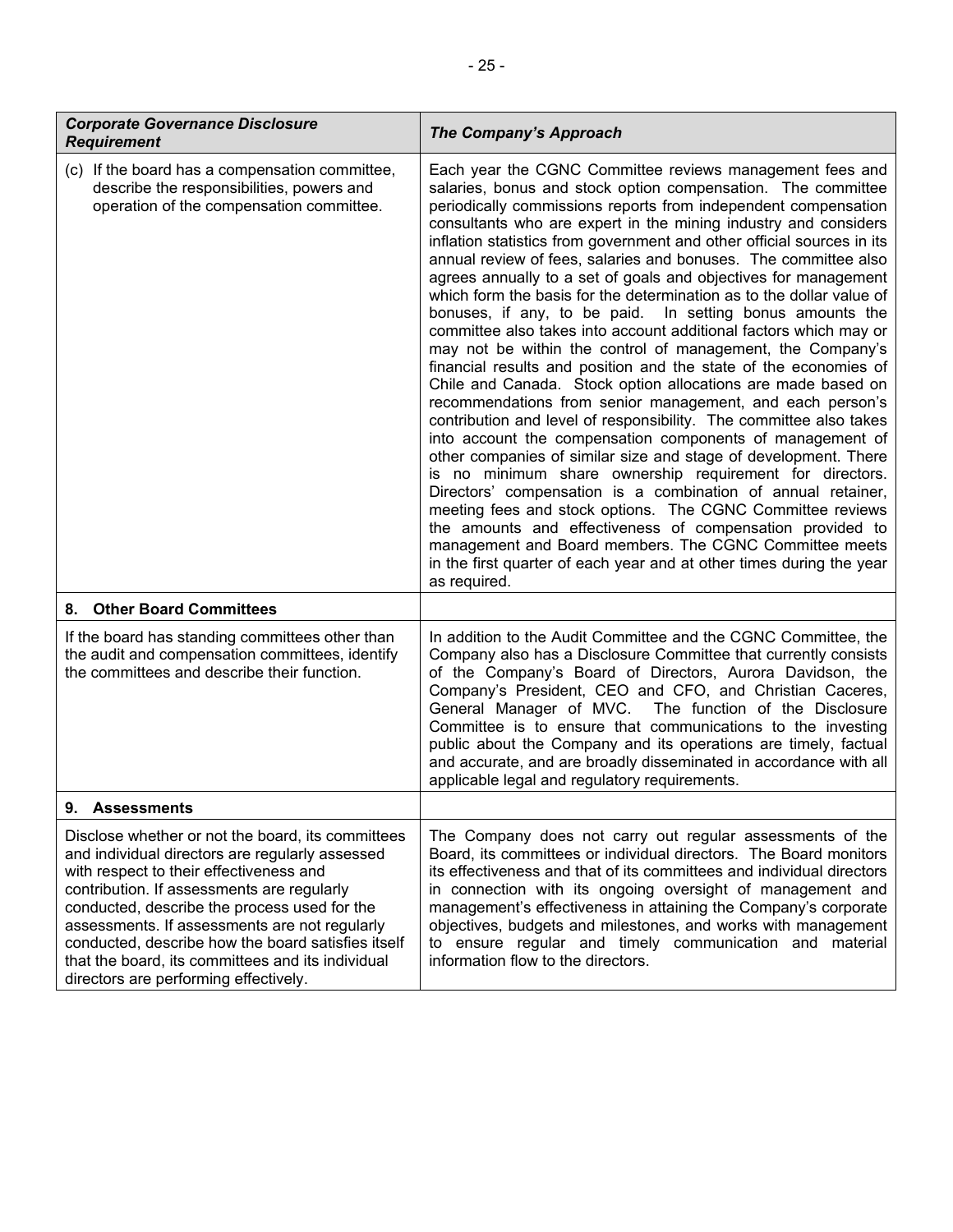| *Corporate Governance Disclosure Requirement* | *The Company's Approach* |
|---|---|
| (c) If the board has a compensation committee, describe the responsibilities, powers and operation of the compensation committee. | Each year the CGNC Committee reviews management fees and salaries, bonus and stock option compensation. The committee periodically commissions reports from independent compensation consultants who are expert in the mining industry and considers inflation statistics from government and other official sources in its annual review of fees, salaries and bonuses. The committee also agrees annually to a set of goals and objectives for management which form the basis for the determination as to the dollar value of bonuses, if any, to be paid. In setting bonus amounts the committee also takes into account additional factors which may or may not be within the control of management, the Company's financial results and position and the state of the economies of Chile and Canada. Stock option allocations are made based on recommendations from senior management, and each person's contribution and level of responsibility. The committee also takes into account the compensation components of management of other companies of similar size and stage of development. There is no minimum share ownership requirement for directors. Directors' compensation is a combination of annual retainer, meeting fees and stock options. The CGNC Committee reviews the amounts and effectiveness of compensation provided to management and Board members. The CGNC Committee meets in the first quarter of each year and at other times during the year as required. |
| **8. Other Board Committees** | |
| If the board has standing committees other than the audit and compensation committees, identify the committees and describe their function. | In addition to the Audit Committee and the CGNC Committee, the Company also has a Disclosure Committee that currently consists of the Company's Board of Directors, Aurora Davidson, the Company's President, CEO and CFO, and Christian Caceres, General Manager of MVC. The function of the Disclosure Committee is to ensure that communications to the investing public about the Company and its operations are timely, factual and accurate, and are broadly disseminated in accordance with all applicable legal and regulatory requirements. |
| **9. Assessments** | |
| Disclose whether or not the board, its committees and individual directors are regularly assessed with respect to their effectiveness and contribution. If assessments are regularly conducted, describe the process used for the assessments. If assessments are not regularly conducted, describe how the board satisfies itself that the board, its committees and its individual directors are performing effectively. | The Company does not carry out regular assessments of the Board, its committees or individual directors. The Board monitors its effectiveness and that of its committees and individual directors in connection with its ongoing oversight of management and management's effectiveness in attaining the Company's corporate objectives, budgets and milestones, and works with management to ensure regular and timely communication and material information flow to the directors. |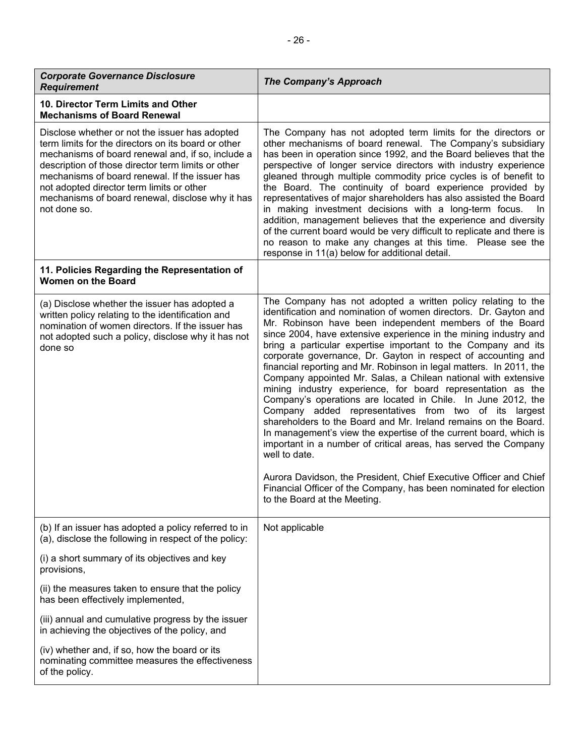| ***Corporate Governance Disclosure Requirement*** | ***The Company's Approach*** |
|---|---|
| **10. Director Term Limits and Other Mechanisms of Board Renewal** | |
| Disclose whether or not the issuer has adopted term limits for the directors on its board or other mechanisms of board renewal and, if so, include a description of those director term limits or other mechanisms of board renewal. If the issuer has not adopted director term limits or other mechanisms of board renewal, disclose why it has not done so. | The Company has not adopted term limits for the directors or other mechanisms of board renewal. The Company's subsidiary has been in operation since 1992, and the Board believes that the perspective of longer service directors with industry experience gleaned through multiple commodity price cycles is of benefit to the Board. The continuity of board experience provided by representatives of major shareholders has also assisted the Board in making investment decisions with a long-term focus. In addition, management believes that the experience and diversity of the current board would be very difficult to replicate and there is no reason to make any changes at this time. Please see the response in 11(a) below for additional detail. |
| **11. Policies Regarding the Representation of Women on the Board** | |
| (a) Disclose whether the issuer has adopted a written policy relating to the identification and nomination of women directors. If the issuer has not adopted such a policy, disclose why it has not done so | The Company has not adopted a written policy relating to the identification and nomination of women directors. Dr. Gayton and Mr. Robinson have been independent members of the Board since 2004, have extensive experience in the mining industry and bring a particular expertise important to the Company and its corporate governance, Dr. Gayton in respect of accounting and financial reporting and Mr. Robinson in legal matters. In 2011, the Company appointed Mr. Salas, a Chilean national with extensive mining industry experience, for board representation as the Company's operations are located in Chile. In June 2012, the Company added representatives from two of its largest shareholders to the Board and Mr. Ireland remains on the Board. In management's view the expertise of the current board, which is important in a number of critical areas, has served the Company well to date.<br><br>Aurora Davidson, the President, Chief Executive Officer and Chief Financial Officer of the Company, has been nominated for election to the Board at the Meeting. |
| (b) If an issuer has adopted a policy referred to in (a), disclose the following in respect of the policy:<br><br>(i) a short summary of its objectives and key provisions,<br><br>(ii) the measures taken to ensure that the policy has been effectively implemented,<br><br>(iii) annual and cumulative progress by the issuer in achieving the objectives of the policy, and<br><br>(iv) whether and, if so, how the board or its nominating committee measures the effectiveness of the policy. | Not applicable |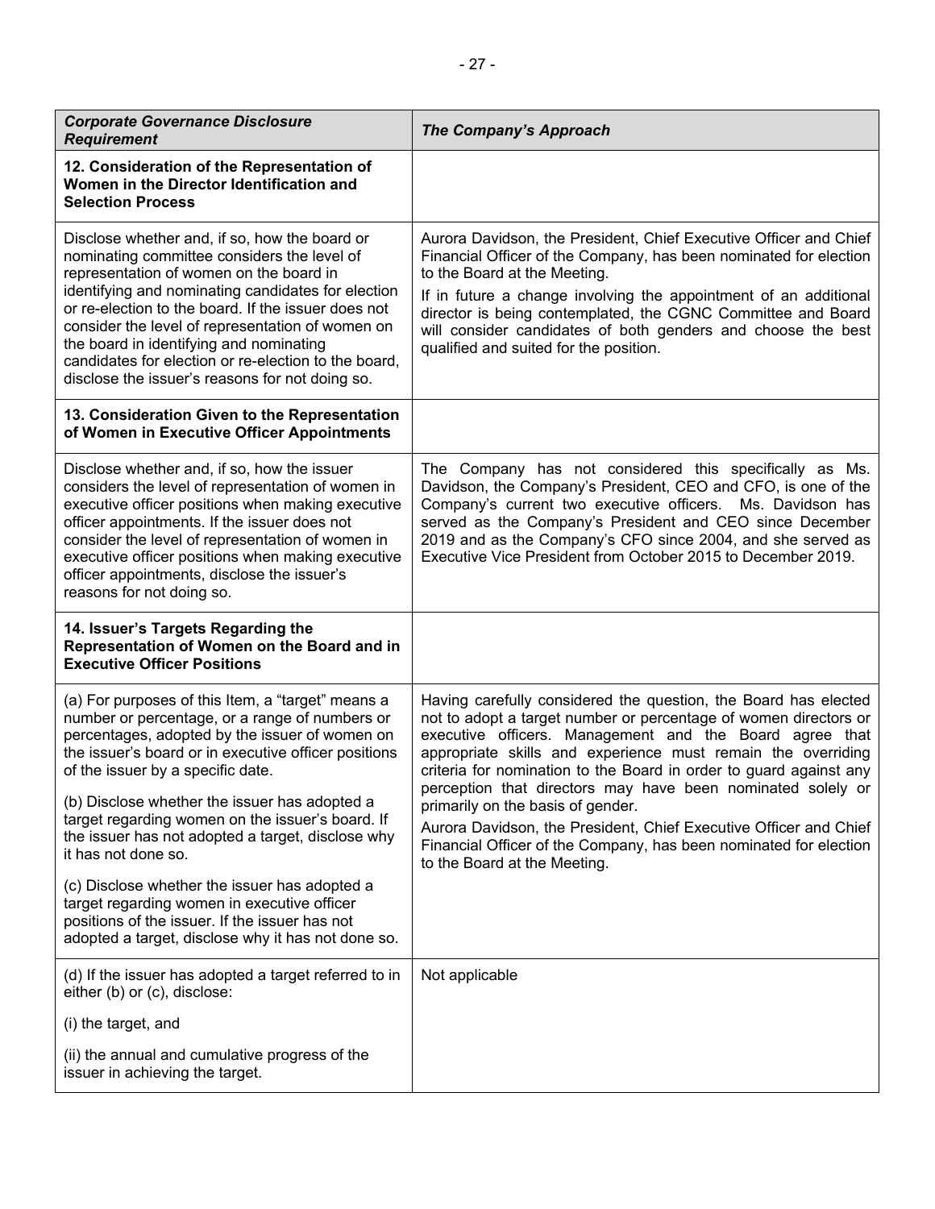| ***Corporate Governance Disclosure Requirement*** | ***The Company's Approach*** |
|---|---|
| **12. Consideration of the Representation of Women in the Director Identification and Selection Process** | |
| Disclose whether and, if so, how the board or nominating committee considers the level of representation of women on the board in identifying and nominating candidates for election or re-election to the board. If the issuer does not consider the level of representation of women on the board in identifying and nominating candidates for election or re-election to the board, disclose the issuer's reasons for not doing so. | Aurora Davidson, the President, Chief Executive Officer and Chief Financial Officer of the Company, has been nominated for election to the Board at the Meeting.<br><br>If in future a change involving the appointment of an additional director is being contemplated, the CGNC Committee and Board will consider candidates of both genders and choose the best qualified and suited for the position. |
| **13. Consideration Given to the Representation of Women in Executive Officer Appointments** | |
| Disclose whether and, if so, how the issuer considers the level of representation of women in executive officer positions when making executive officer appointments. If the issuer does not consider the level of representation of women in executive officer positions when making executive officer appointments, disclose the issuer's reasons for not doing so. | The Company has not considered this specifically as Ms. Davidson, the Company's President, CEO and CFO, is one of the Company's current two executive officers. Ms. Davidson has served as the Company's President and CEO since December 2019 and as the Company's CFO since 2004, and she served as Executive Vice President from October 2015 to December 2019. |
| **14. Issuer's Targets Regarding the Representation of Women on the Board and in Executive Officer Positions** | |
| (a) For purposes of this Item, a "target" means a number or percentage, or a range of numbers or percentages, adopted by the issuer of women on the issuer's board or in executive officer positions of the issuer by a specific date.<br><br>(b) Disclose whether the issuer has adopted a target regarding women on the issuer's board. If the issuer has not adopted a target, disclose why it has not done so.<br><br>(c) Disclose whether the issuer has adopted a target regarding women in executive officer positions of the issuer. If the issuer has not adopted a target, disclose why it has not done so. | Having carefully considered the question, the Board has elected not to adopt a target number or percentage of women directors or executive officers. Management and the Board agree that appropriate skills and experience must remain the overriding criteria for nomination to the Board in order to guard against any perception that directors may have been nominated solely or primarily on the basis of gender.<br><br>Aurora Davidson, the President, Chief Executive Officer and Chief Financial Officer of the Company, has been nominated for election to the Board at the Meeting. |
| (d) If the issuer has adopted a target referred to in either (b) or (c), disclose:<br><br>(i) the target, and<br><br>(ii) the annual and cumulative progress of the issuer in achieving the target. | Not applicable |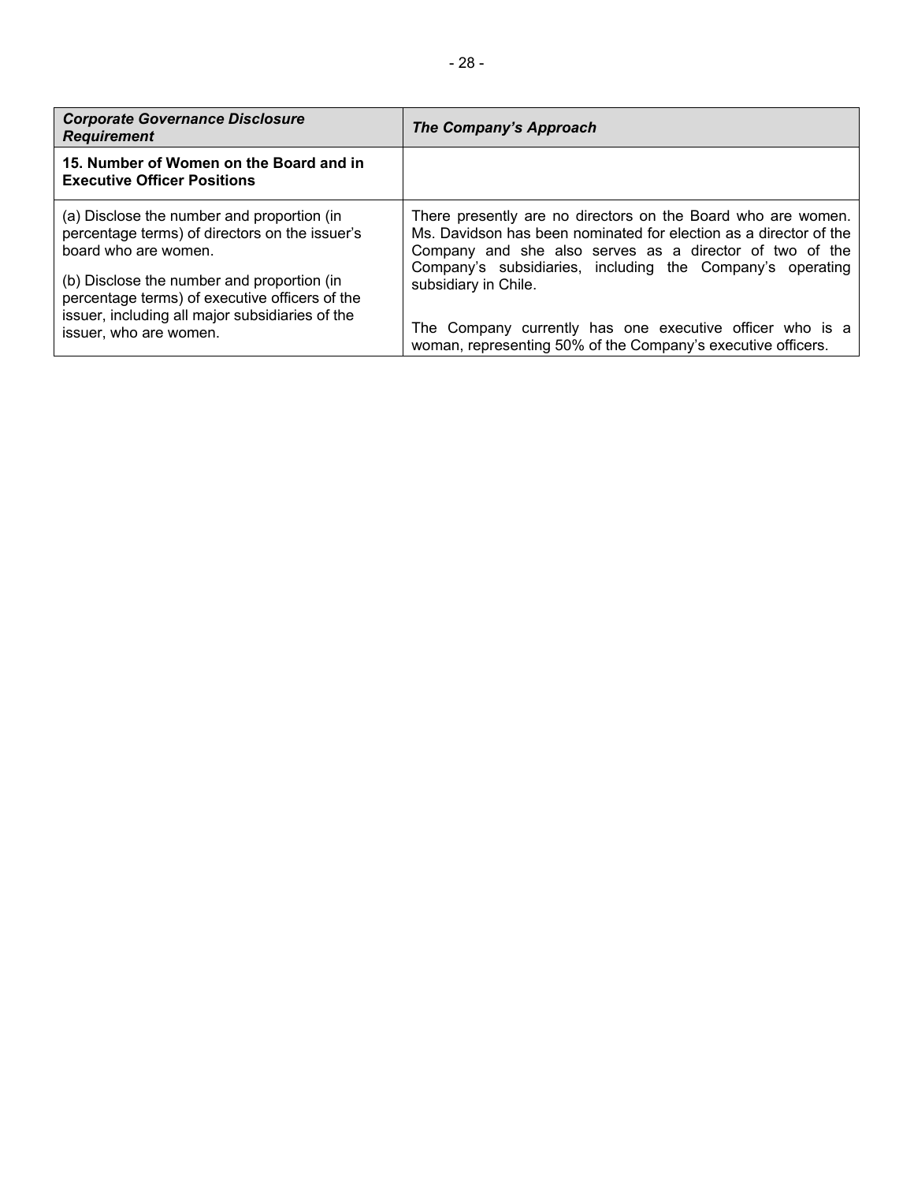| ***Corporate Governance Disclosure Requirement*** | ***The Company's Approach*** |
|---|---|
| **15. Number of Women on the Board and in Executive Officer Positions** | |
| (a) Disclose the number and proportion (in percentage terms) of directors on the issuer's board who are women.<br><br>(b) Disclose the number and proportion (in percentage terms) of executive officers of the issuer, including all major subsidiaries of the issuer, who are women. | There presently are no directors on the Board who are women. Ms. Davidson has been nominated for election as a director of the Company and she also serves as a director of two of the Company's subsidiaries, including the Company's operating subsidiary in Chile.<br><br>The Company currently has one executive officer who is a woman, representing 50% of the Company's executive officers. |